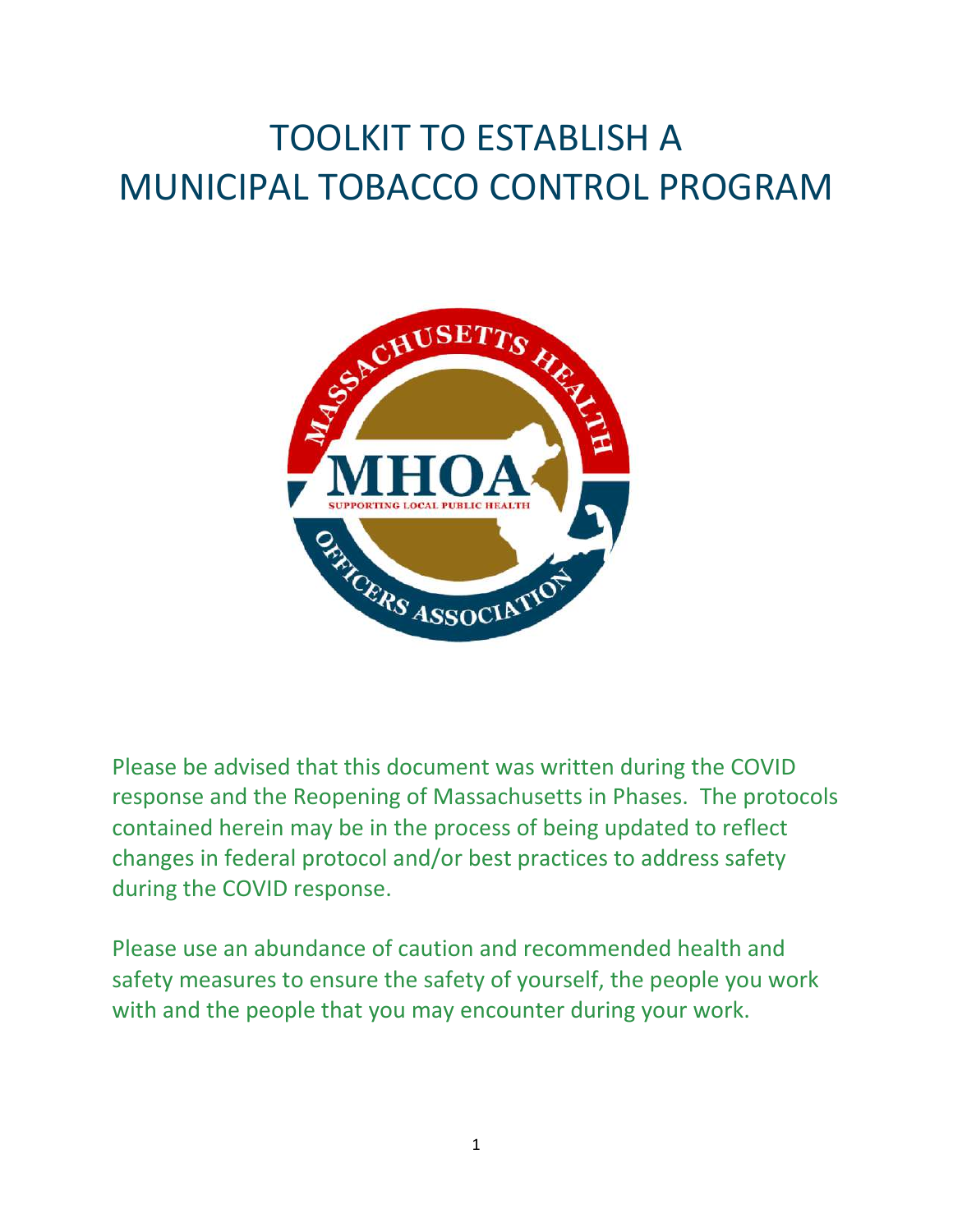# TOOLKIT TO ESTABLISH A MUNICIPAL TOBACCO CONTROL PROGRAM

Please be advised that this document was written during the COVID response and the Reopening of Massachusetts in Phases. The protocols contained herein may be in the process of being updated to reflect changes in federal protocol and/or best practices to address safety during the COVID response.

Please use an abundance of caution and recommended health and safety measures to ensure the safety of yourself, the people you work with and the people that you may encounter during your work.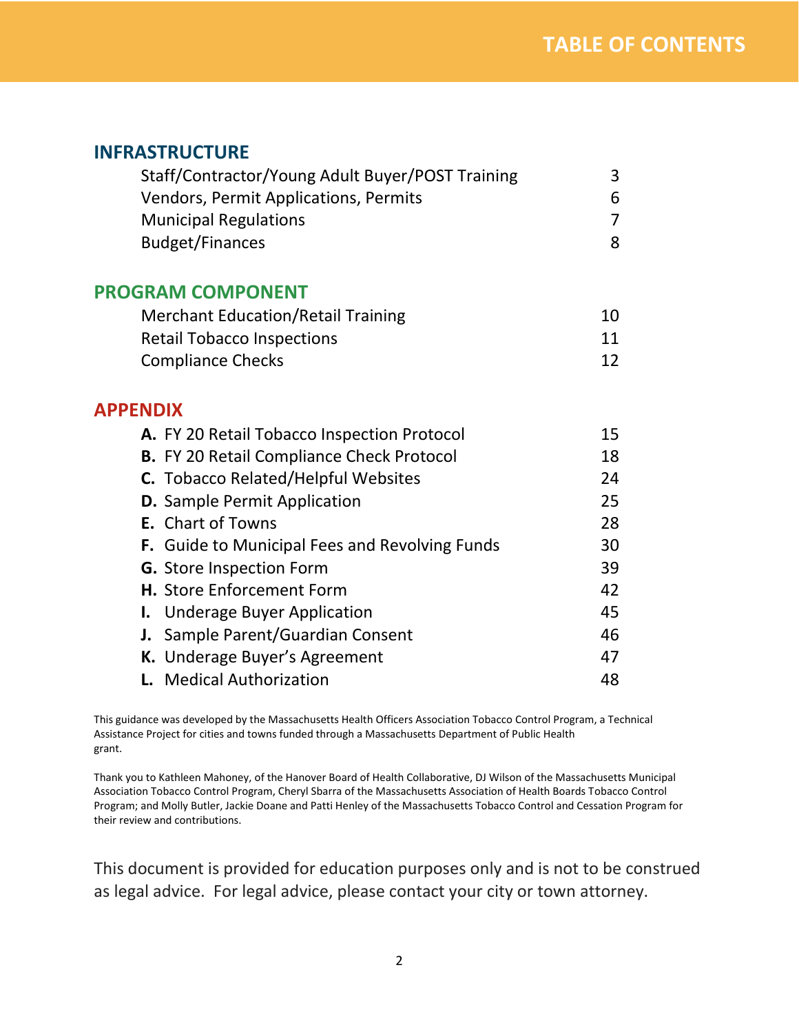# TABLE OF CONTENTS

## INFRASTRUCTURE

| | |
|---|---|
| Staff/Contractor/Young Adult Buyer/POST Training | 3 |
| Vendors, Permit Applications, Permits | 6 |
| Municipal Regulations | 7 |
| Budget/Finances | 8 |

## PROGRAM COMPONENT

| | |
|---|---|
| Merchant Education/Retail Training | 10 |
| Retail Tobacco Inspections | 11 |
| Compliance Checks | 12 |

## APPENDIX

| | |
|---|---|
| **A.** FY 20 Retail Tobacco Inspection Protocol | 15 |
| **B.** FY 20 Retail Compliance Check Protocol | 18 |
| **C.** Tobacco Related/Helpful Websites | 24 |
| **D.** Sample Permit Application | 25 |
| **E.** Chart of Towns | 28 |
| **F.** Guide to Municipal Fees and Revolving Funds | 30 |
| **G.** Store Inspection Form | 39 |
| **H.** Store Enforcement Form | 42 |
| **I.** Underage Buyer Application | 45 |
| **J.** Sample Parent/Guardian Consent | 46 |
| **K.** Underage Buyer's Agreement | 47 |
| **L.** Medical Authorization | 48 |

This guidance was developed by the Massachusetts Health Officers Association Tobacco Control Program, a Technical Assistance Project for cities and towns funded through a Massachusetts Department of Public Health grant.

Thank you to Kathleen Mahoney, of the Hanover Board of Health Collaborative, DJ Wilson of the Massachusetts Municipal Association Tobacco Control Program, Cheryl Sbarra of the Massachusetts Association of Health Boards Tobacco Control Program; and Molly Butler, Jackie Doane and Patti Henley of the Massachusetts Tobacco Control and Cessation Program for their review and contributions.

This document is provided for education purposes only and is not to be construed as legal advice. For legal advice, please contact your city or town attorney.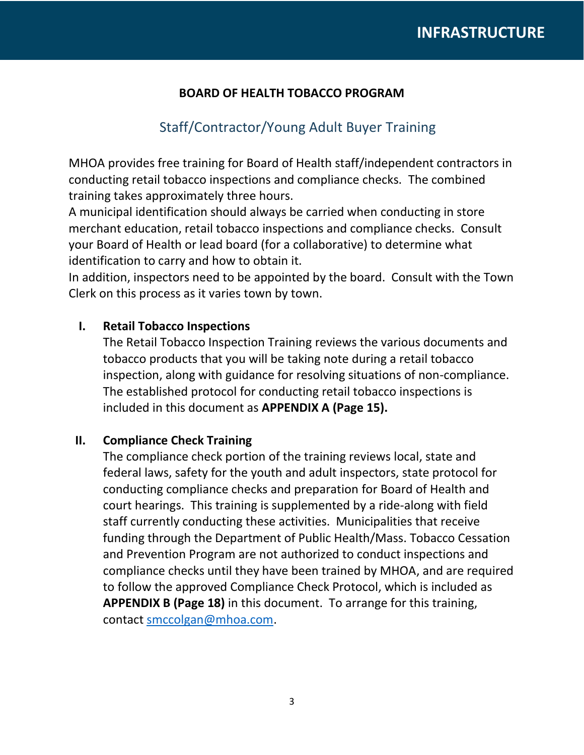# INFRASTRUCTURE

## BOARD OF HEALTH TOBACCO PROGRAM

### Staff/Contractor/Young Adult Buyer Training

MHOA provides free training for Board of Health staff/independent contractors in conducting retail tobacco inspections and compliance checks. The combined training takes approximately three hours.

A municipal identification should always be carried when conducting in store merchant education, retail tobacco inspections and compliance checks. Consult your Board of Health or lead board (for a collaborative) to determine what identification to carry and how to obtain it.

In addition, inspectors need to be appointed by the board. Consult with the Town Clerk on this process as it varies town by town.

**I. Retail Tobacco Inspections**

The Retail Tobacco Inspection Training reviews the various documents and tobacco products that you will be taking note during a retail tobacco inspection, along with guidance for resolving situations of non-compliance. The established protocol for conducting retail tobacco inspections is included in this document as **APPENDIX A (Page 15).**

**II. Compliance Check Training**

The compliance check portion of the training reviews local, state and federal laws, safety for the youth and adult inspectors, state protocol for conducting compliance checks and preparation for Board of Health and court hearings. This training is supplemented by a ride-along with field staff currently conducting these activities. Municipalities that receive funding through the Department of Public Health/Mass. Tobacco Cessation and Prevention Program are not authorized to conduct inspections and compliance checks until they have been trained by MHOA, and are required to follow the approved Compliance Check Protocol, which is included as **APPENDIX B (Page 18)** in this document. To arrange for this training, contact smccolgan@mhoa.com.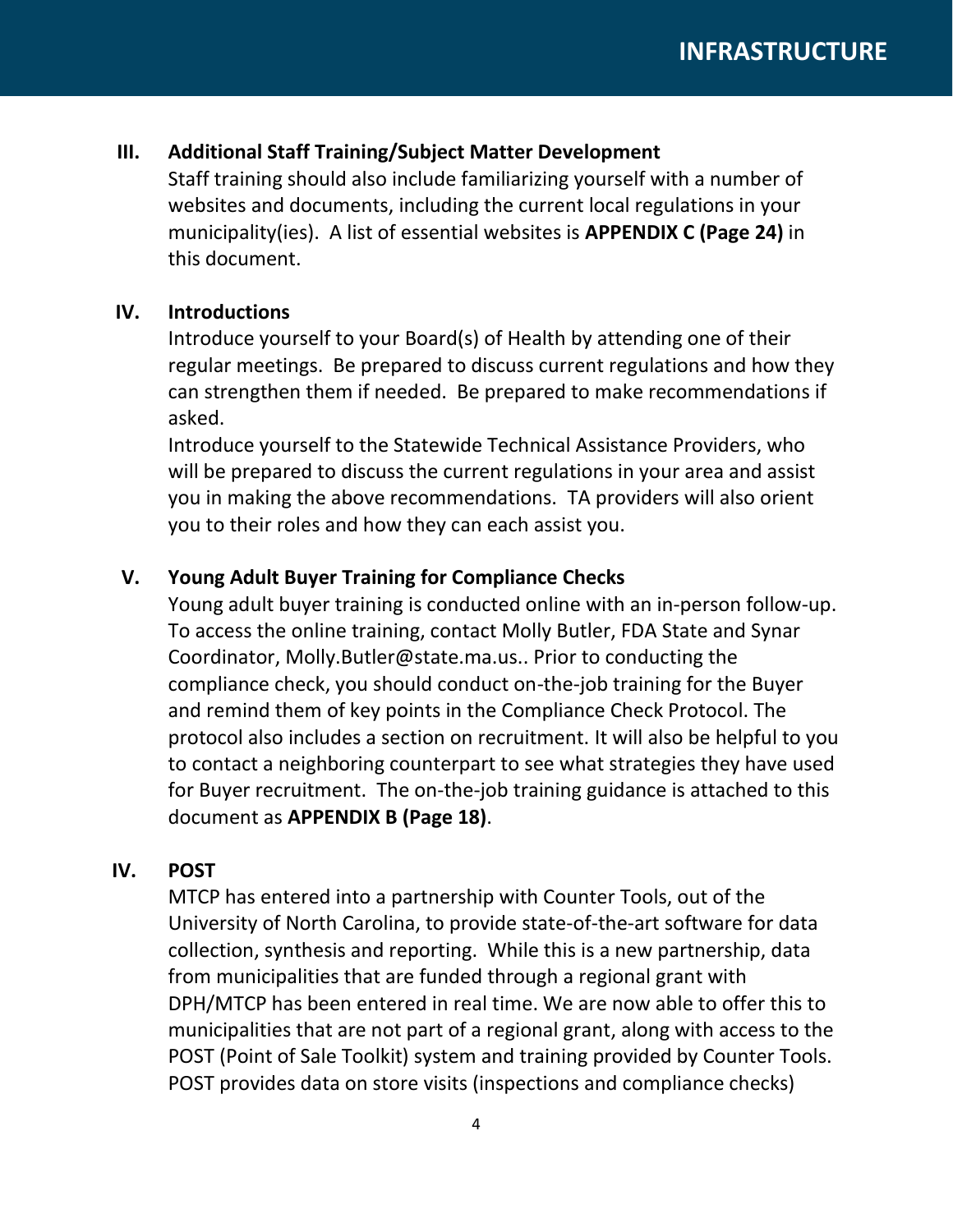### III. Additional Staff Training/Subject Matter Development

Staff training should also include familiarizing yourself with a number of websites and documents, including the current local regulations in your municipality(ies). A list of essential websites is **APPENDIX C (Page 24)** in this document.

### IV. Introductions

Introduce yourself to your Board(s) of Health by attending one of their regular meetings. Be prepared to discuss current regulations and how they can strengthen them if needed. Be prepared to make recommendations if asked.

Introduce yourself to the Statewide Technical Assistance Providers, who will be prepared to discuss the current regulations in your area and assist you in making the above recommendations. TA providers will also orient you to their roles and how they can each assist you.

### V. Young Adult Buyer Training for Compliance Checks

Young adult buyer training is conducted online with an in-person follow-up. To access the online training, contact Molly Butler, FDA State and Synar Coordinator, Molly.Butler@state.ma.us.. Prior to conducting the compliance check, you should conduct on-the-job training for the Buyer and remind them of key points in the Compliance Check Protocol. The protocol also includes a section on recruitment. It will also be helpful to you to contact a neighboring counterpart to see what strategies they have used for Buyer recruitment. The on-the-job training guidance is attached to this document as **APPENDIX B (Page 18)**.

### IV. POST

MTCP has entered into a partnership with Counter Tools, out of the University of North Carolina, to provide state-of-the-art software for data collection, synthesis and reporting. While this is a new partnership, data from municipalities that are funded through a regional grant with DPH/MTCP has been entered in real time. We are now able to offer this to municipalities that are not part of a regional grant, along with access to the POST (Point of Sale Toolkit) system and training provided by Counter Tools. POST provides data on store visits (inspections and compliance checks)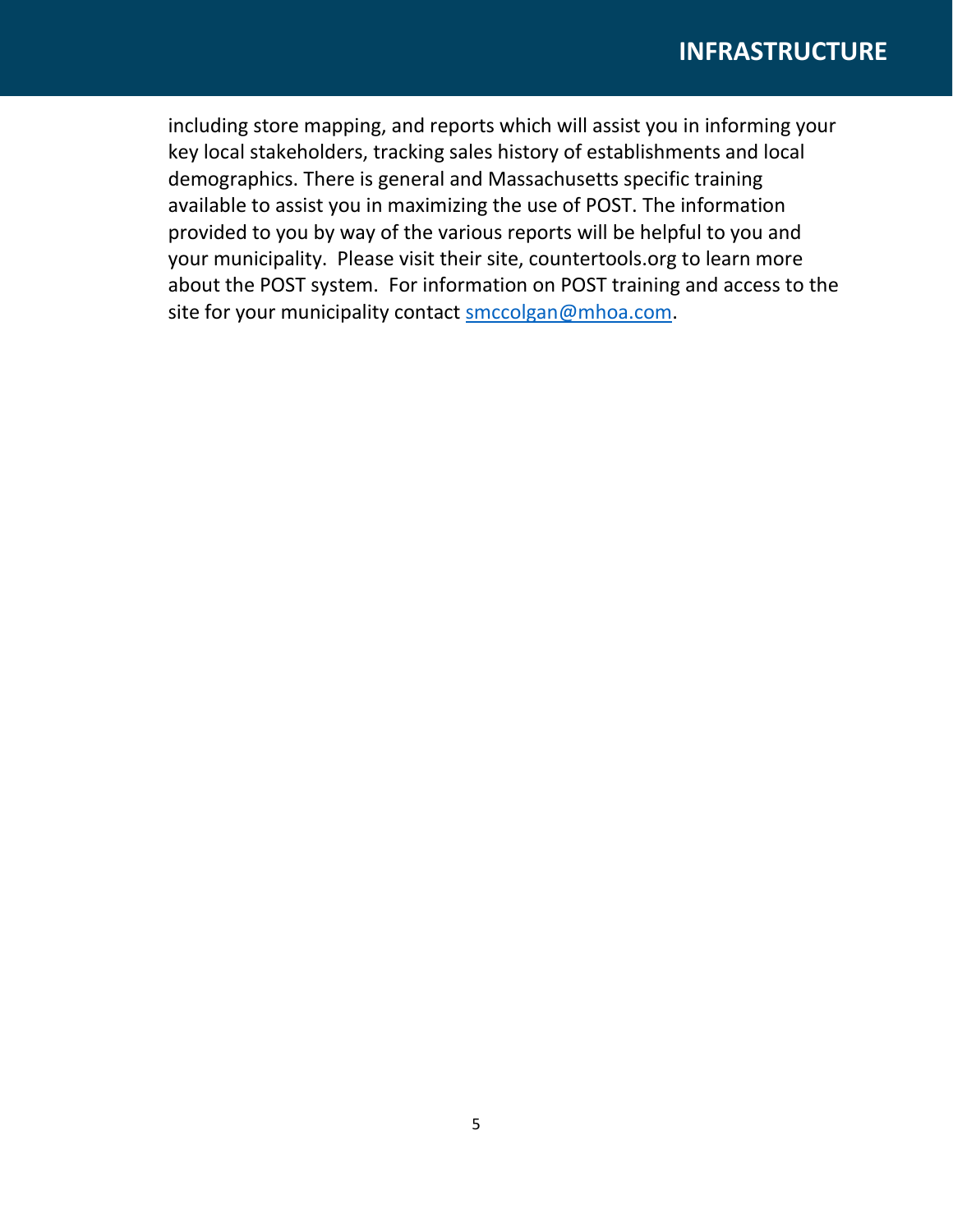including store mapping, and reports which will assist you in informing your key local stakeholders, tracking sales history of establishments and local demographics. There is general and Massachusetts specific training available to assist you in maximizing the use of POST. The information provided to you by way of the various reports will be helpful to you and your municipality. Please visit their site, countertools.org to learn more about the POST system. For information on POST training and access to the site for your municipality contact [smccolgan@mhoa.com](mailto:smccolgan@mhoa.com).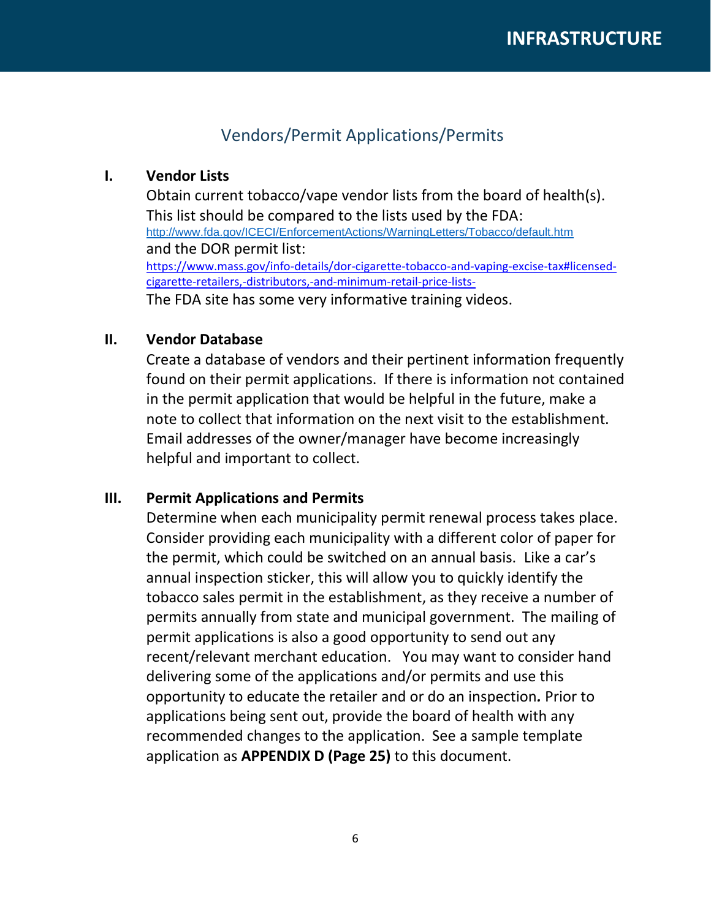# INFRASTRUCTURE

## Vendors/Permit Applications/Permits

### I. Vendor Lists

Obtain current tobacco/vape vendor lists from the board of health(s). This list should be compared to the lists used by the FDA: http://www.fda.gov/ICECI/EnforcementActions/WarningLetters/Tobacco/default.htm and the DOR permit list: https://www.mass.gov/info-details/dor-cigarette-tobacco-and-vaping-excise-tax#licensed-cigarette-retailers,-distributors,-and-minimum-retail-price-lists-
The FDA site has some very informative training videos.

### II. Vendor Database

Create a database of vendors and their pertinent information frequently found on their permit applications. If there is information not contained in the permit application that would be helpful in the future, make a note to collect that information on the next visit to the establishment. Email addresses of the owner/manager have become increasingly helpful and important to collect.

### III. Permit Applications and Permits

Determine when each municipality permit renewal process takes place. Consider providing each municipality with a different color of paper for the permit, which could be switched on an annual basis. Like a car's annual inspection sticker, this will allow you to quickly identify the tobacco sales permit in the establishment, as they receive a number of permits annually from state and municipal government. The mailing of permit applications is also a good opportunity to send out any recent/relevant merchant education. You may want to consider hand delivering some of the applications and/or permits and use this opportunity to educate the retailer and or do an inspection. Prior to applications being sent out, provide the board of health with any recommended changes to the application. See a sample template application as **APPENDIX D (Page 25)** to this document.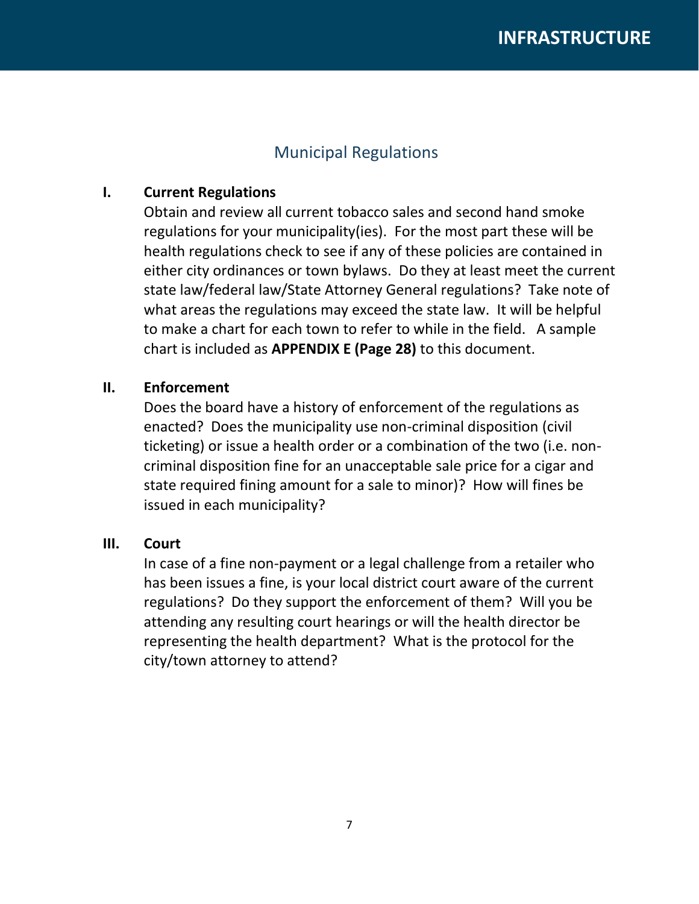# Municipal Regulations

## I. Current Regulations

Obtain and review all current tobacco sales and second hand smoke regulations for your municipality(ies). For the most part these will be health regulations check to see if any of these policies are contained in either city ordinances or town bylaws. Do they at least meet the current state law/federal law/State Attorney General regulations? Take note of what areas the regulations may exceed the state law. It will be helpful to make a chart for each town to refer to while in the field. A sample chart is included as **APPENDIX E (Page 28)** to this document.

## II. Enforcement

Does the board have a history of enforcement of the regulations as enacted? Does the municipality use non-criminal disposition (civil ticketing) or issue a health order or a combination of the two (i.e. non-criminal disposition fine for an unacceptable sale price for a cigar and state required fining amount for a sale to minor)? How will fines be issued in each municipality?

## III. Court

In case of a fine non-payment or a legal challenge from a retailer who has been issues a fine, is your local district court aware of the current regulations? Do they support the enforcement of them? Will you be attending any resulting court hearings or will the health director be representing the health department? What is the protocol for the city/town attorney to attend?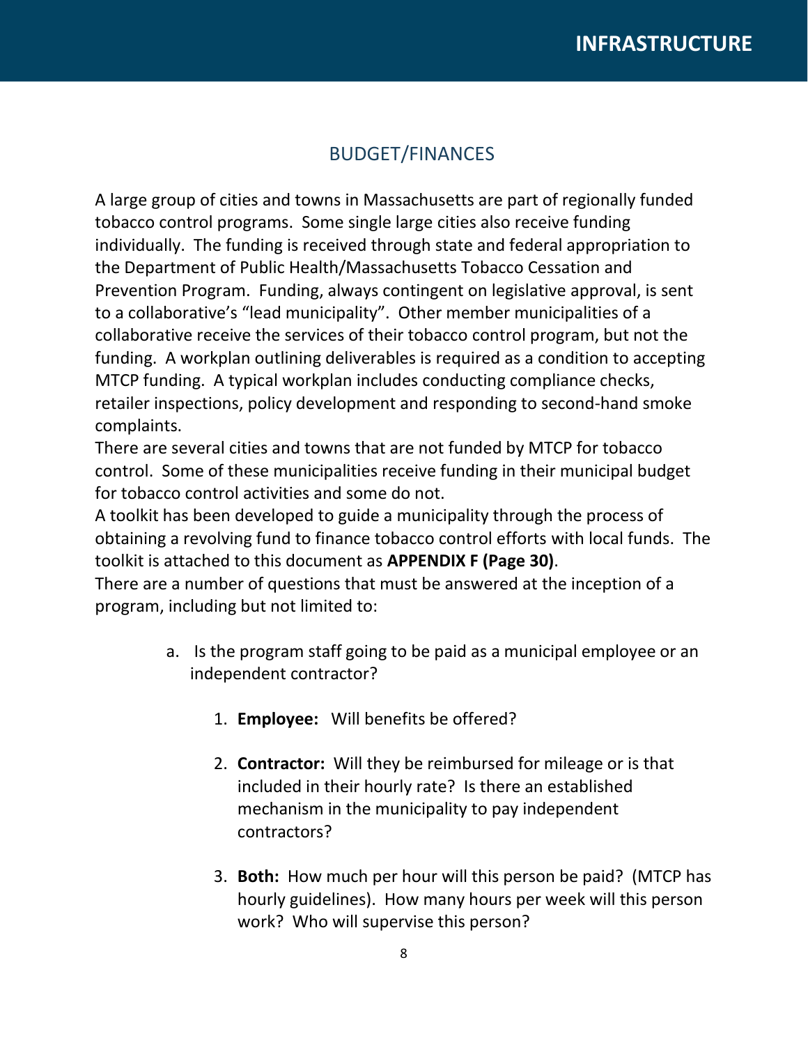# BUDGET/FINANCES

A large group of cities and towns in Massachusetts are part of regionally funded tobacco control programs. Some single large cities also receive funding individually. The funding is received through state and federal appropriation to the Department of Public Health/Massachusetts Tobacco Cessation and Prevention Program. Funding, always contingent on legislative approval, is sent to a collaborative's "lead municipality". Other member municipalities of a collaborative receive the services of their tobacco control program, but not the funding. A workplan outlining deliverables is required as a condition to accepting MTCP funding. A typical workplan includes conducting compliance checks, retailer inspections, policy development and responding to second-hand smoke complaints.

There are several cities and towns that are not funded by MTCP for tobacco control. Some of these municipalities receive funding in their municipal budget for tobacco control activities and some do not.

A toolkit has been developed to guide a municipality through the process of obtaining a revolving fund to finance tobacco control efforts with local funds. The toolkit is attached to this document as **APPENDIX F (Page 30)**.

There are a number of questions that must be answered at the inception of a program, including but not limited to:

a. Is the program staff going to be paid as a municipal employee or an independent contractor?

   1. **Employee:** Will benefits be offered?
   2. **Contractor:** Will they be reimbursed for mileage or is that included in their hourly rate? Is there an established mechanism in the municipality to pay independent contractors?
   3. **Both:** How much per hour will this person be paid? (MTCP has hourly guidelines). How many hours per week will this person work? Who will supervise this person?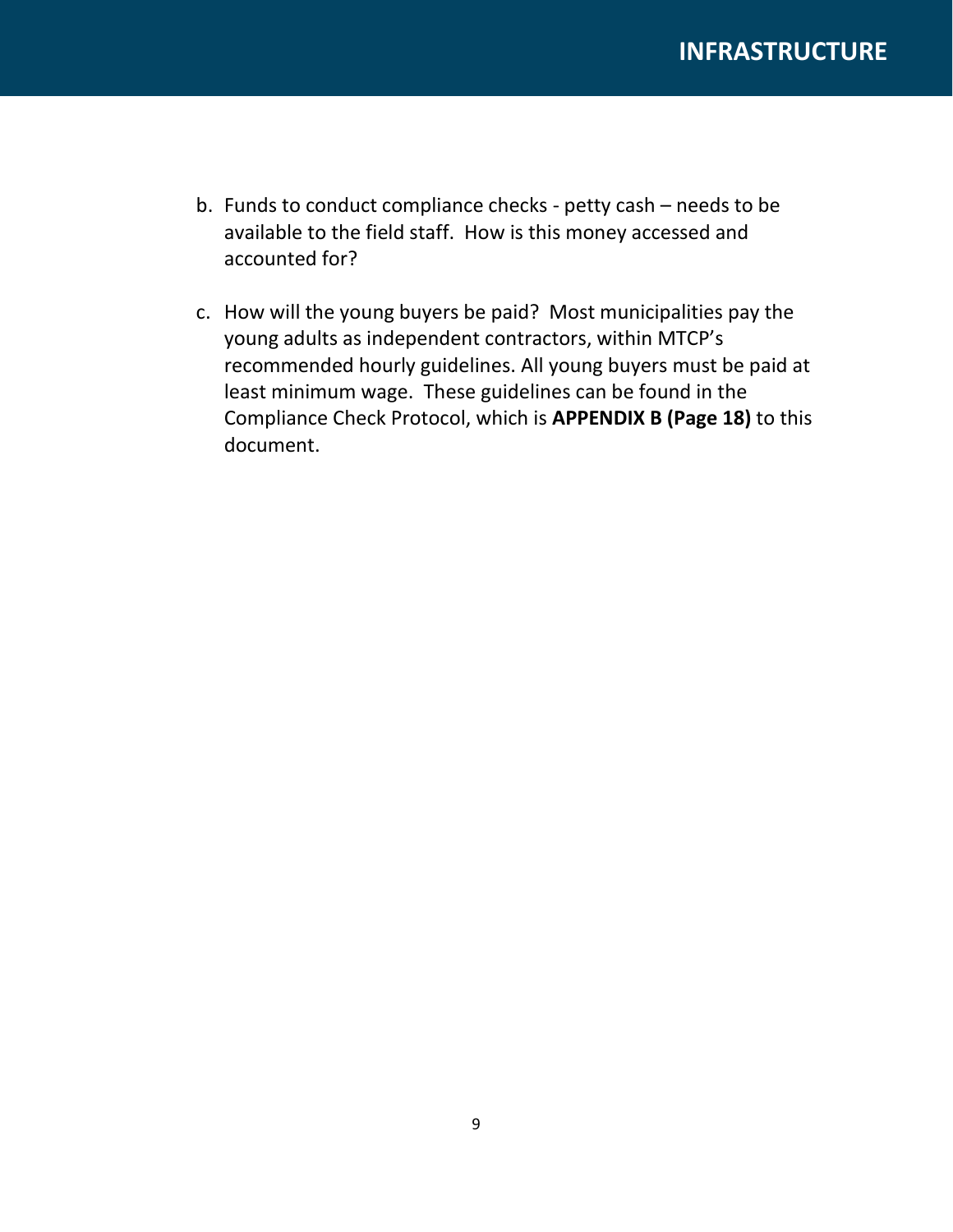b. Funds to conduct compliance checks - petty cash – needs to be available to the field staff. How is this money accessed and accounted for?

c. How will the young buyers be paid? Most municipalities pay the young adults as independent contractors, within MTCP's recommended hourly guidelines. All young buyers must be paid at least minimum wage. These guidelines can be found in the Compliance Check Protocol, which is **APPENDIX B (Page 18)** to this document.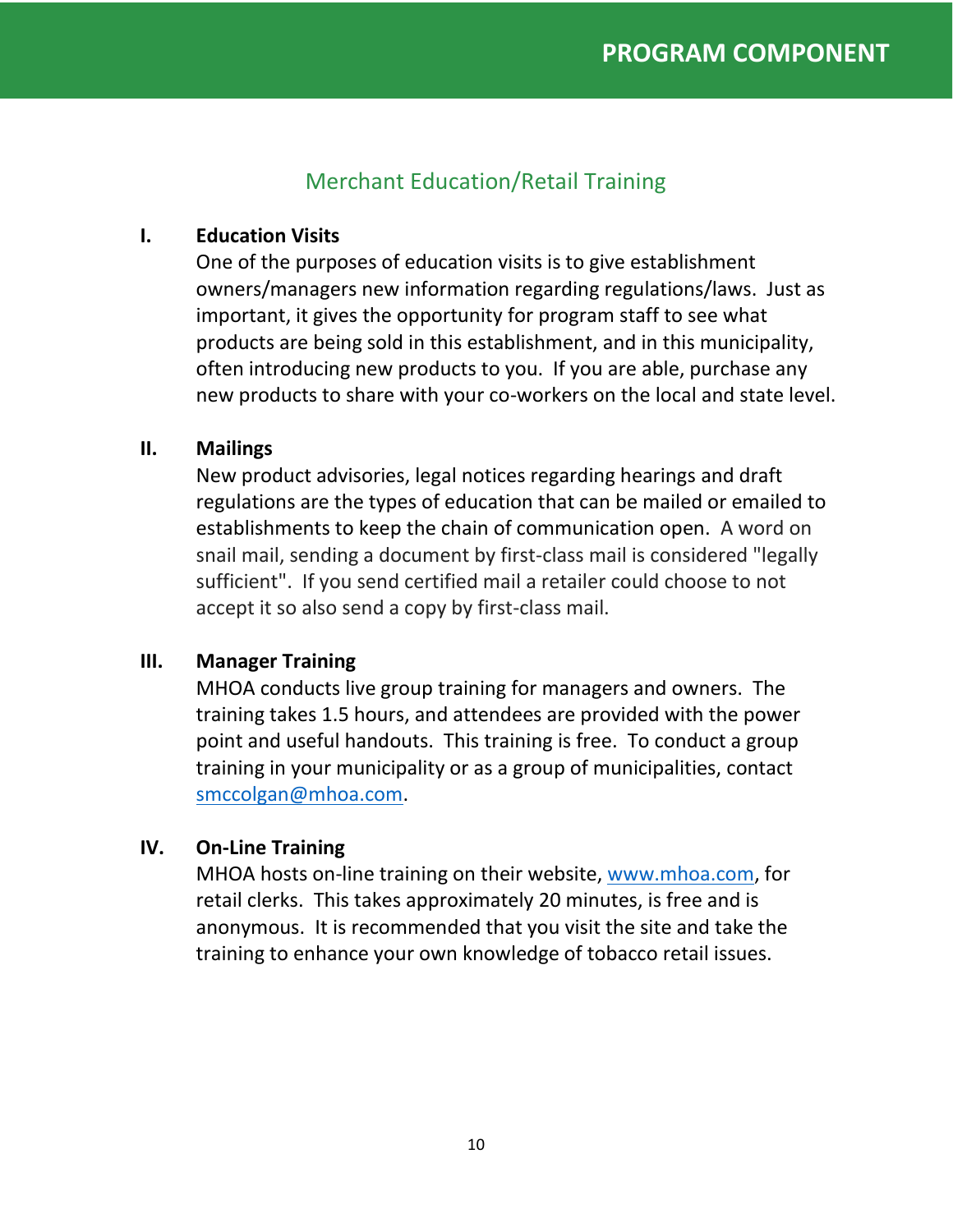# PROGRAM COMPONENT

## Merchant Education/Retail Training

**I. Education Visits**

One of the purposes of education visits is to give establishment owners/managers new information regarding regulations/laws. Just as important, it gives the opportunity for program staff to see what products are being sold in this establishment, and in this municipality, often introducing new products to you. If you are able, purchase any new products to share with your co-workers on the local and state level.

**II. Mailings**

New product advisories, legal notices regarding hearings and draft regulations are the types of education that can be mailed or emailed to establishments to keep the chain of communication open. A word on snail mail, sending a document by first-class mail is considered "legally sufficient". If you send certified mail a retailer could choose to not accept it so also send a copy by first-class mail.

**III. Manager Training**

MHOA conducts live group training for managers and owners. The training takes 1.5 hours, and attendees are provided with the power point and useful handouts. This training is free. To conduct a group training in your municipality or as a group of municipalities, contact smccolgan@mhoa.com.

**IV. On-Line Training**

MHOA hosts on-line training on their website, www.mhoa.com, for retail clerks. This takes approximately 20 minutes, is free and is anonymous. It is recommended that you visit the site and take the training to enhance your own knowledge of tobacco retail issues.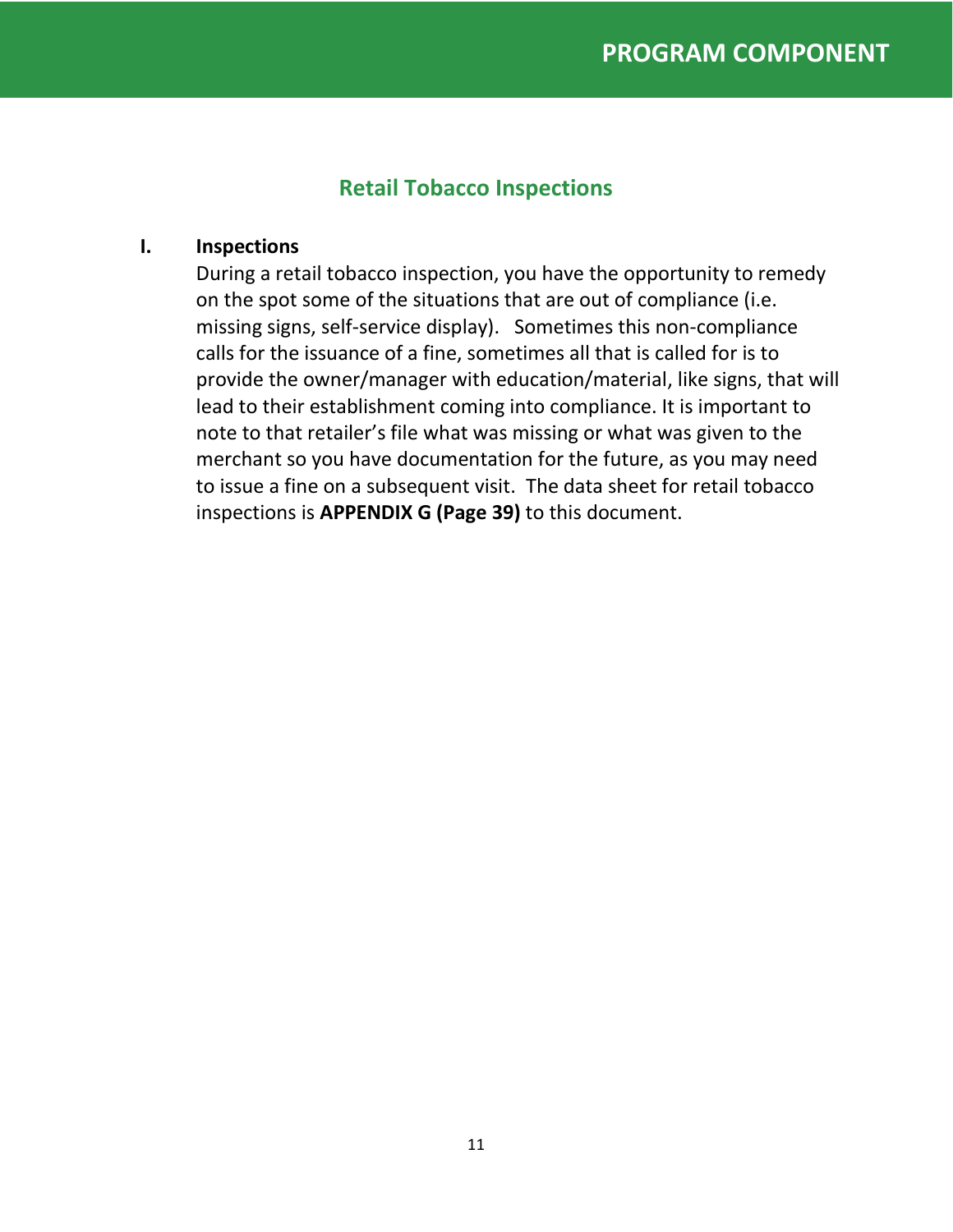# PROGRAM COMPONENT

## Retail Tobacco Inspections

### I. Inspections

During a retail tobacco inspection, you have the opportunity to remedy on the spot some of the situations that are out of compliance (i.e. missing signs, self-service display). Sometimes this non-compliance calls for the issuance of a fine, sometimes all that is called for is to provide the owner/manager with education/material, like signs, that will lead to their establishment coming into compliance. It is important to note to that retailer's file what was missing or what was given to the merchant so you have documentation for the future, as you may need to issue a fine on a subsequent visit. The data sheet for retail tobacco inspections is **APPENDIX G (Page 39)** to this document.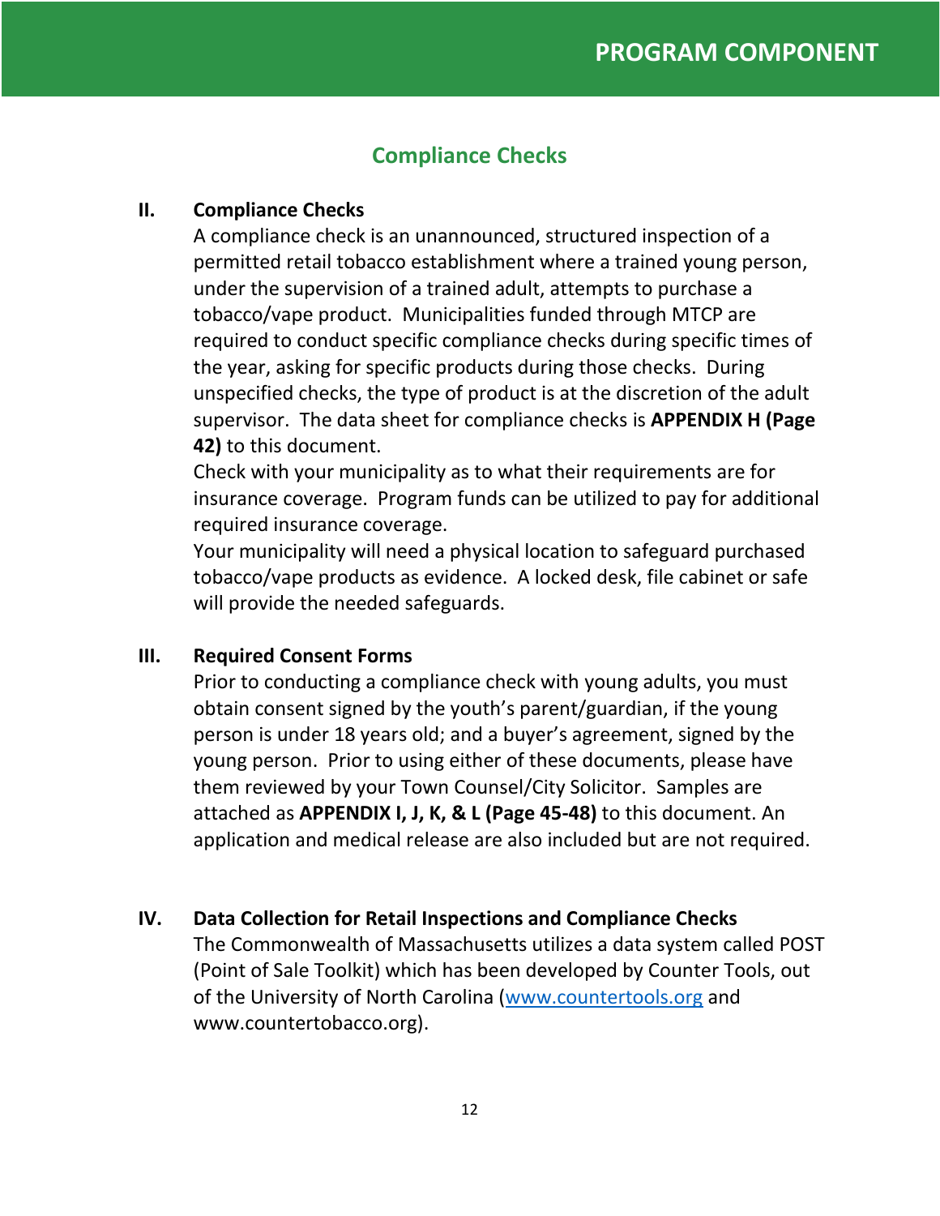# Compliance Checks

## II. Compliance Checks

A compliance check is an unannounced, structured inspection of a permitted retail tobacco establishment where a trained young person, under the supervision of a trained adult, attempts to purchase a tobacco/vape product. Municipalities funded through MTCP are required to conduct specific compliance checks during specific times of the year, asking for specific products during those checks. During unspecified checks, the type of product is at the discretion of the adult supervisor. The data sheet for compliance checks is **APPENDIX H (Page 42)** to this document.

Check with your municipality as to what their requirements are for insurance coverage. Program funds can be utilized to pay for additional required insurance coverage.

Your municipality will need a physical location to safeguard purchased tobacco/vape products as evidence. A locked desk, file cabinet or safe will provide the needed safeguards.

## III. Required Consent Forms

Prior to conducting a compliance check with young adults, you must obtain consent signed by the youth's parent/guardian, if the young person is under 18 years old; and a buyer's agreement, signed by the young person. Prior to using either of these documents, please have them reviewed by your Town Counsel/City Solicitor. Samples are attached as **APPENDIX I, J, K, & L (Page 45-48)** to this document. An application and medical release are also included but are not required.

## IV. Data Collection for Retail Inspections and Compliance Checks

The Commonwealth of Massachusetts utilizes a data system called POST (Point of Sale Toolkit) which has been developed by Counter Tools, out of the University of North Carolina ([www.countertools.org](http://www.countertools.org) and www.countertobacco.org).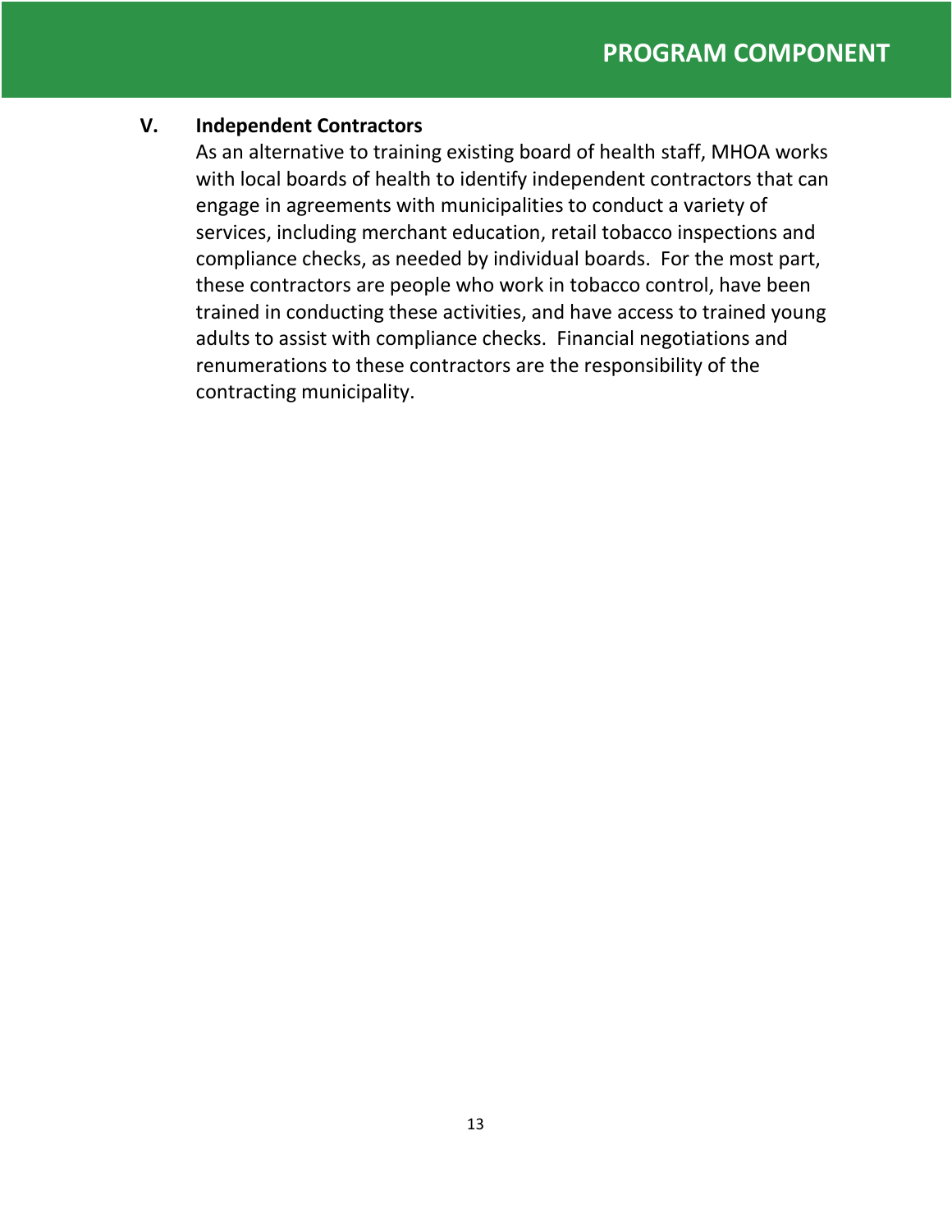### V. Independent Contractors

As an alternative to training existing board of health staff, MHOA works with local boards of health to identify independent contractors that can engage in agreements with municipalities to conduct a variety of services, including merchant education, retail tobacco inspections and compliance checks, as needed by individual boards. For the most part, these contractors are people who work in tobacco control, have been trained in conducting these activities, and have access to trained young adults to assist with compliance checks. Financial negotiations and renumerations to these contractors are the responsibility of the contracting municipality.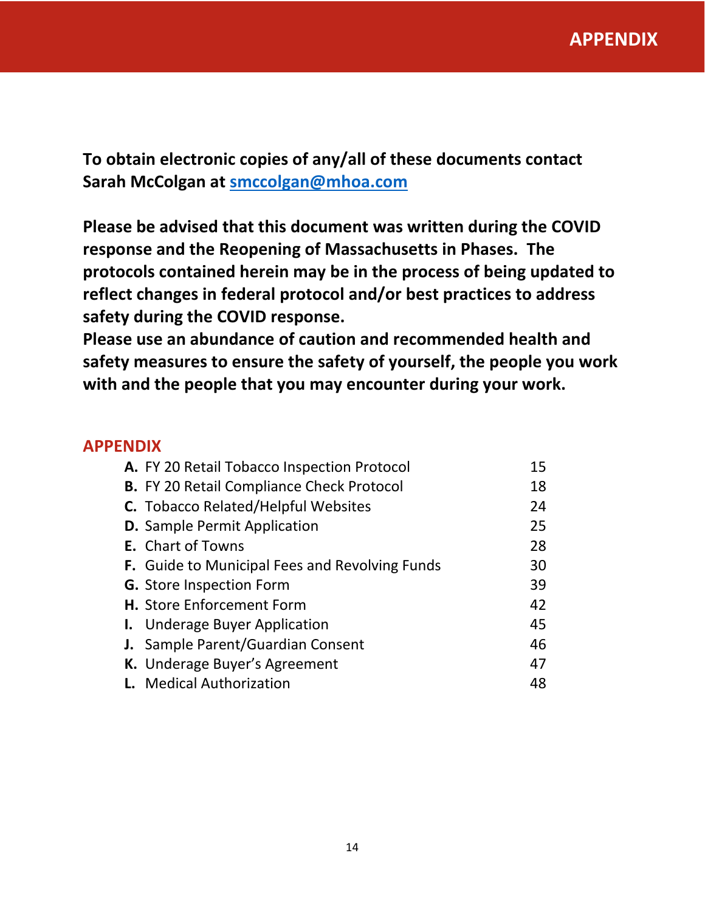# APPENDIX

**To obtain electronic copies of any/all of these documents contact Sarah McColgan at [smccolgan@mhoa.com](mailto:smccolgan@mhoa.com)**

**Please be advised that this document was written during the COVID response and the Reopening of Massachusetts in Phases. The protocols contained herein may be in the process of being updated to reflect changes in federal protocol and/or best practices to address safety during the COVID response.**
**Please use an abundance of caution and recommended health and safety measures to ensure the safety of yourself, the people you work with and the people that you may encounter during your work.**

## APPENDIX

| | |
|---|---|
| **A.** FY 20 Retail Tobacco Inspection Protocol | 15 |
| **B.** FY 20 Retail Compliance Check Protocol | 18 |
| **C.** Tobacco Related/Helpful Websites | 24 |
| **D.** Sample Permit Application | 25 |
| **E.** Chart of Towns | 28 |
| **F.** Guide to Municipal Fees and Revolving Funds | 30 |
| **G.** Store Inspection Form | 39 |
| **H.** Store Enforcement Form | 42 |
| **I.** Underage Buyer Application | 45 |
| **J.** Sample Parent/Guardian Consent | 46 |
| **K.** Underage Buyer's Agreement | 47 |
| **L.** Medical Authorization | 48 |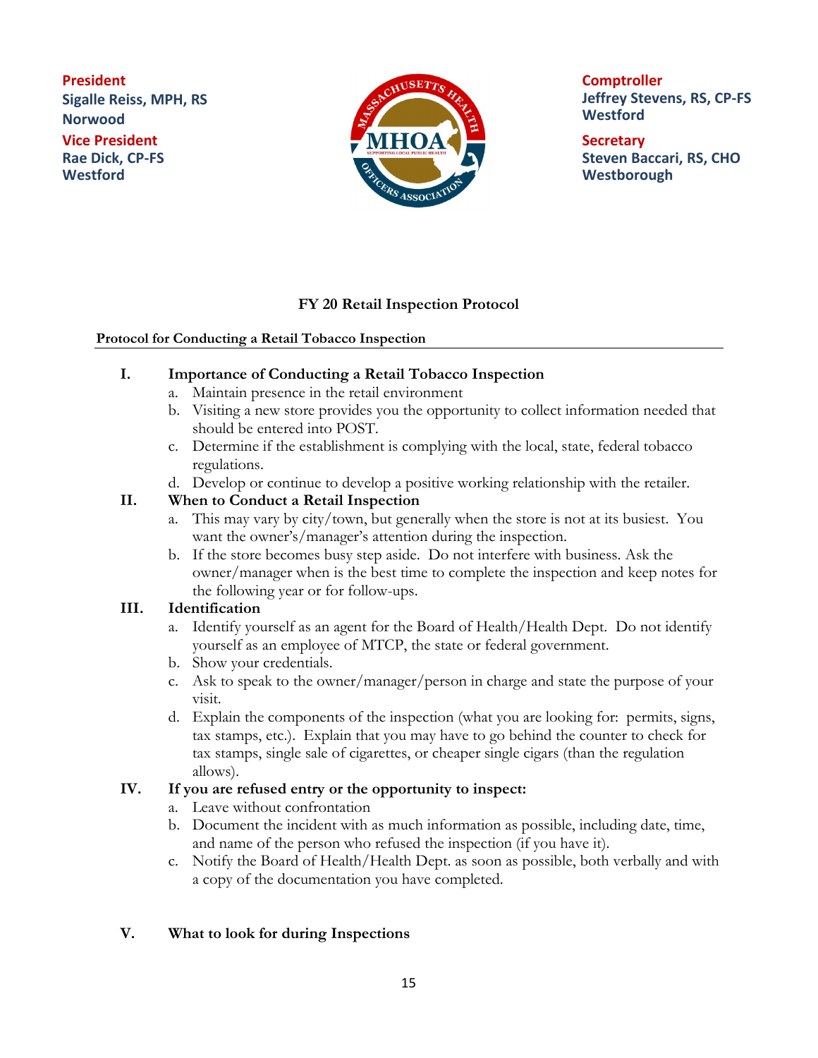**President**
**Sigalle Reiss, MPH, RS**
**Norwood**

**Vice President**
**Rae Dick, CP-FS**
**Westford**

**Comptroller**
**Jeffrey Stevens, RS, CP-FS**
**Westford**

**Secretary**
**Steven Baccari, RS, CHO**
**Westborough**

## FY 20 Retail Inspection Protocol

**Protocol for Conducting a Retail Tobacco Inspection**

**I. Importance of Conducting a Retail Tobacco Inspection**

a. Maintain presence in the retail environment
b. Visiting a new store provides you the opportunity to collect information needed that should be entered into POST.
c. Determine if the establishment is complying with the local, state, federal tobacco regulations.
d. Develop or continue to develop a positive working relationship with the retailer.

**II. When to Conduct a Retail Inspection**

a. This may vary by city/town, but generally when the store is not at its busiest. You want the owner's/manager's attention during the inspection.
b. If the store becomes busy step aside. Do not interfere with business. Ask the owner/manager when is the best time to complete the inspection and keep notes for the following year or for follow-ups.

**III. Identification**

a. Identify yourself as an agent for the Board of Health/Health Dept. Do not identify yourself as an employee of MTCP, the state or federal government.
b. Show your credentials.
c. Ask to speak to the owner/manager/person in charge and state the purpose of your visit.
d. Explain the components of the inspection (what you are looking for: permits, signs, tax stamps, etc.). Explain that you may have to go behind the counter to check for tax stamps, single sale of cigarettes, or cheaper single cigars (than the regulation allows).

**IV. If you are refused entry or the opportunity to inspect:**

a. Leave without confrontation
b. Document the incident with as much information as possible, including date, time, and name of the person who refused the inspection (if you have it).
c. Notify the Board of Health/Health Dept. as soon as possible, both verbally and with a copy of the documentation you have completed.

**V. What to look for during Inspections**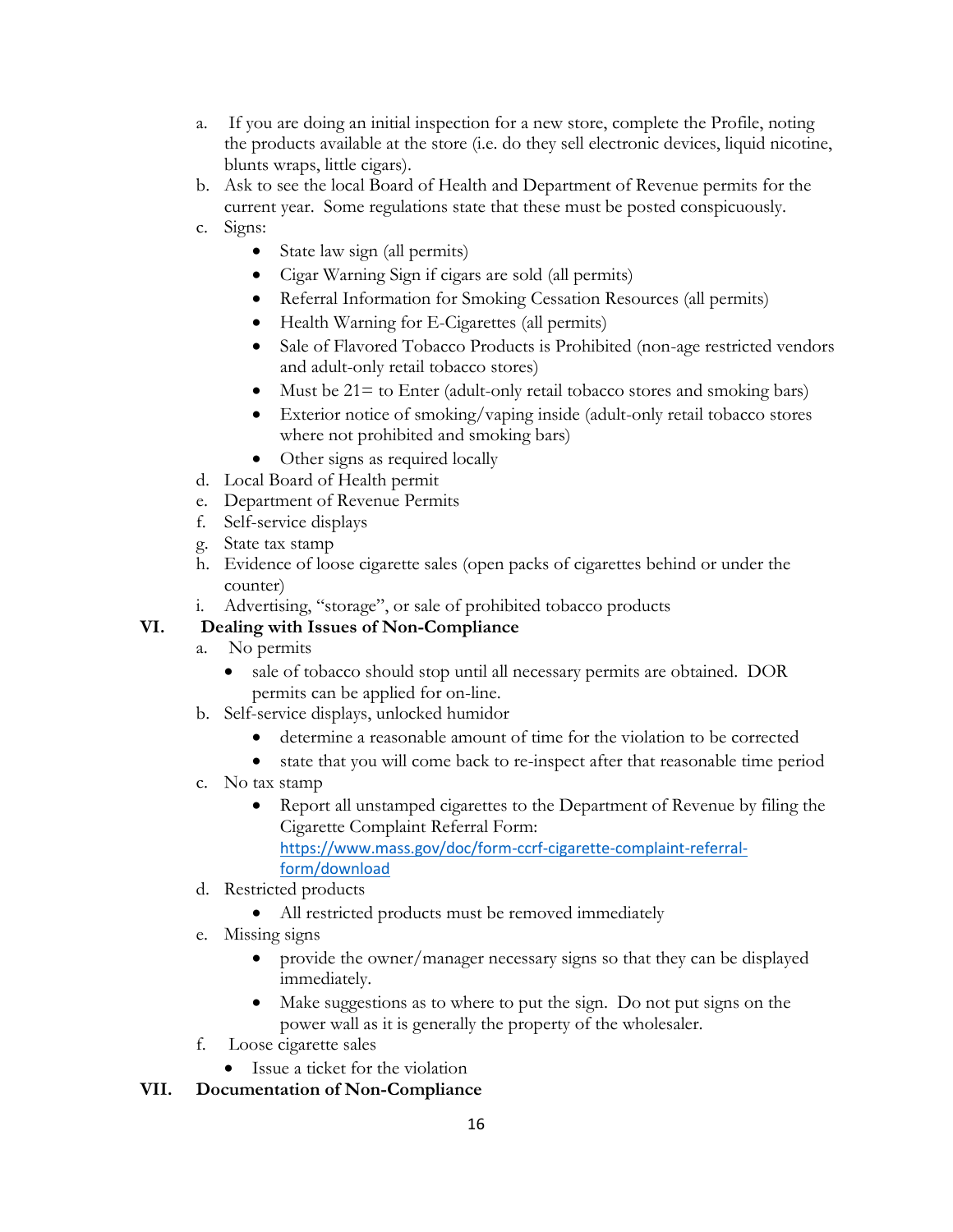a. If you are doing an initial inspection for a new store, complete the Profile, noting the products available at the store (i.e. do they sell electronic devices, liquid nicotine, blunts wraps, little cigars).
b. Ask to see the local Board of Health and Department of Revenue permits for the current year. Some regulations state that these must be posted conspicuously.
c. Signs:
    - State law sign (all permits)
    - Cigar Warning Sign if cigars are sold (all permits)
    - Referral Information for Smoking Cessation Resources (all permits)
    - Health Warning for E-Cigarettes (all permits)
    - Sale of Flavored Tobacco Products is Prohibited (non-age restricted vendors and adult-only retail tobacco stores)
    - Must be 21= to Enter (adult-only retail tobacco stores and smoking bars)
    - Exterior notice of smoking/vaping inside (adult-only retail tobacco stores where not prohibited and smoking bars)
    - Other signs as required locally
d. Local Board of Health permit
e. Department of Revenue Permits
f. Self-service displays
g. State tax stamp
h. Evidence of loose cigarette sales (open packs of cigarettes behind or under the counter)
i. Advertising, "storage", or sale of prohibited tobacco products

## VI. Dealing with Issues of Non-Compliance

a. No permits
    - sale of tobacco should stop until all necessary permits are obtained. DOR permits can be applied for on-line.
b. Self-service displays, unlocked humidor
    - determine a reasonable amount of time for the violation to be corrected
    - state that you will come back to re-inspect after that reasonable time period
c. No tax stamp
    - Report all unstamped cigarettes to the Department of Revenue by filing the Cigarette Complaint Referral Form: https://www.mass.gov/doc/form-ccrf-cigarette-complaint-referral-form/download
d. Restricted products
    - All restricted products must be removed immediately
e. Missing signs
    - provide the owner/manager necessary signs so that they can be displayed immediately.
    - Make suggestions as to where to put the sign. Do not put signs on the power wall as it is generally the property of the wholesaler.
f. Loose cigarette sales
    - Issue a ticket for the violation

## VII. Documentation of Non-Compliance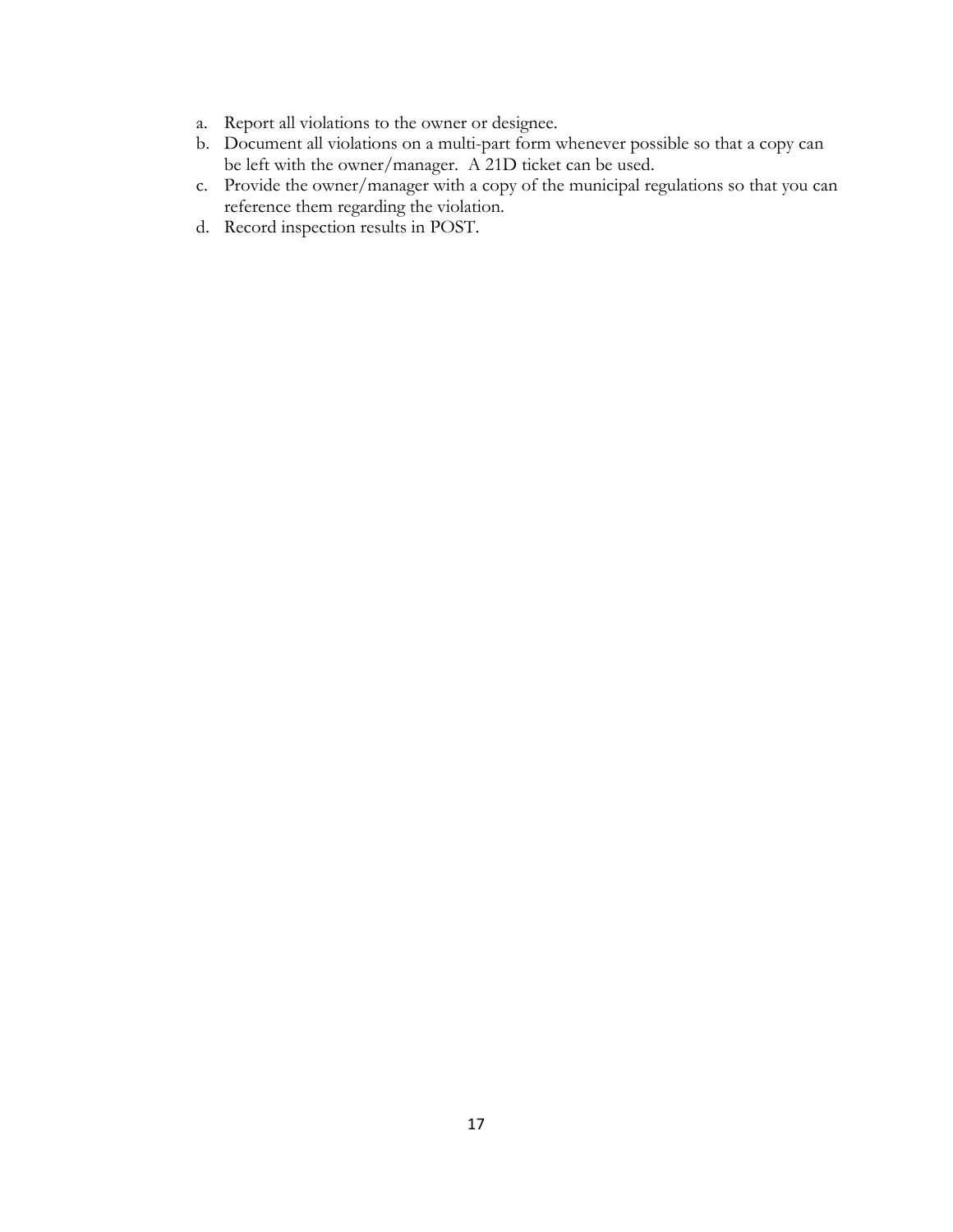a. Report all violations to the owner or designee.
b. Document all violations on a multi-part form whenever possible so that a copy can be left with the owner/manager. A 21D ticket can be used.
c. Provide the owner/manager with a copy of the municipal regulations so that you can reference them regarding the violation.
d. Record inspection results in POST.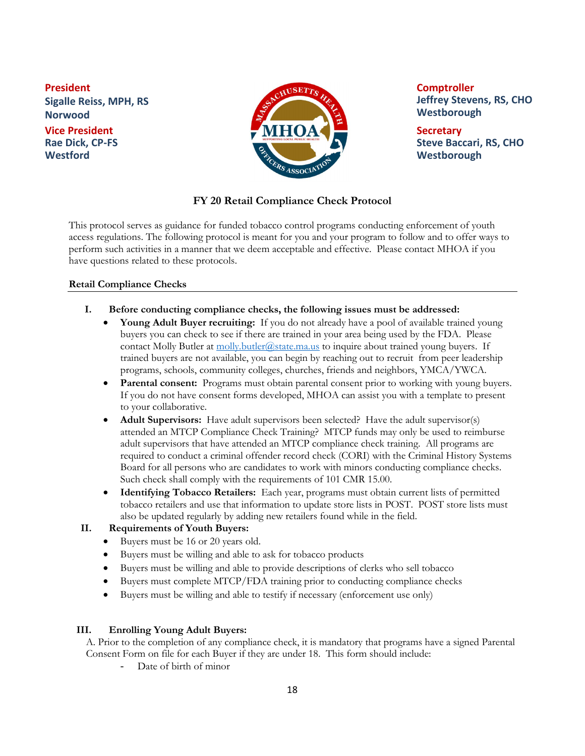**President**
**Sigalle Reiss, MPH, RS**
**Norwood**

**Vice President**
**Rae Dick, CP-FS**
**Westford**

**Comptroller**
**Jeffrey Stevens, RS, CHO**
**Westborough**

**Secretary**
**Steve Baccari, RS, CHO**
**Westborough**

## FY 20 Retail Compliance Check Protocol

This protocol serves as guidance for funded tobacco control programs conducting enforcement of youth access regulations. The following protocol is meant for you and your program to follow and to offer ways to perform such activities in a manner that we deem acceptable and effective. Please contact MHOA if you have questions related to these protocols.

### Retail Compliance Checks

**I. Before conducting compliance checks, the following issues must be addressed:**

- **Young Adult Buyer recruiting:** If you do not already have a pool of available trained young buyers you can check to see if there are trained in your area being used by the FDA. Please contact Molly Butler at molly.butler@state.ma.us to inquire about trained young buyers. If trained buyers are not available, you can begin by reaching out to recruit from peer leadership programs, schools, community colleges, churches, friends and neighbors, YMCA/YWCA.
- **Parental consent:** Programs must obtain parental consent prior to working with young buyers. If you do not have consent forms developed, MHOA can assist you with a template to present to your collaborative.
- **Adult Supervisors:** Have adult supervisors been selected? Have the adult supervisor(s) attended an MTCP Compliance Check Training? MTCP funds may only be used to reimburse adult supervisors that have attended an MTCP compliance check training. All programs are required to conduct a criminal offender record check (CORI) with the Criminal History Systems Board for all persons who are candidates to work with minors conducting compliance checks. Such check shall comply with the requirements of 101 CMR 15.00.
- **Identifying Tobacco Retailers:** Each year, programs must obtain current lists of permitted tobacco retailers and use that information to update store lists in POST. POST store lists must also be updated regularly by adding new retailers found while in the field.

**II. Requirements of Youth Buyers:**

- Buyers must be 16 or 20 years old.
- Buyers must be willing and able to ask for tobacco products
- Buyers must be willing and able to provide descriptions of clerks who sell tobacco
- Buyers must complete MTCP/FDA training prior to conducting compliance checks
- Buyers must be willing and able to testify if necessary (enforcement use only)

**III. Enrolling Young Adult Buyers:**

A. Prior to the completion of any compliance check, it is mandatory that programs have a signed Parental Consent Form on file for each Buyer if they are under 18. This form should include:

- Date of birth of minor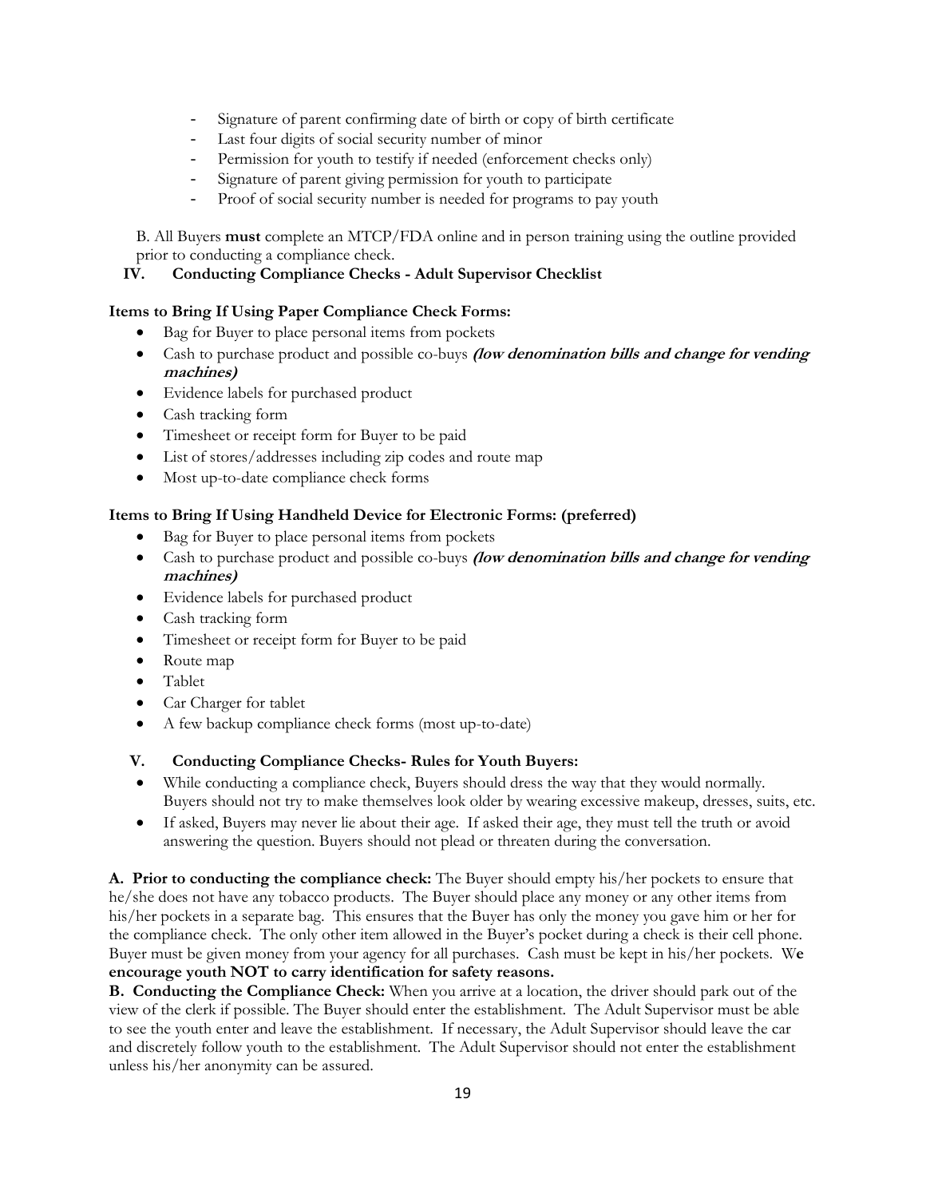- Signature of parent confirming date of birth or copy of birth certificate
- Last four digits of social security number of minor
- Permission for youth to testify if needed (enforcement checks only)
- Signature of parent giving permission for youth to participate
- Proof of social security number is needed for programs to pay youth

B. All Buyers **must** complete an MTCP/FDA online and in person training using the outline provided prior to conducting a compliance check.

## IV. Conducting Compliance Checks - Adult Supervisor Checklist

**Items to Bring If Using Paper Compliance Check Forms:**

- Bag for Buyer to place personal items from pockets
- Cash to purchase product and possible co-buys ***(low denomination bills and change for vending machines)***
- Evidence labels for purchased product
- Cash tracking form
- Timesheet or receipt form for Buyer to be paid
- List of stores/addresses including zip codes and route map
- Most up-to-date compliance check forms

**Items to Bring If Using Handheld Device for Electronic Forms: (preferred)**

- Bag for Buyer to place personal items from pockets
- Cash to purchase product and possible co-buys ***(low denomination bills and change for vending machines)***
- Evidence labels for purchased product
- Cash tracking form
- Timesheet or receipt form for Buyer to be paid
- Route map
- Tablet
- Car Charger for tablet
- A few backup compliance check forms (most up-to-date)

## V. Conducting Compliance Checks- Rules for Youth Buyers:

- While conducting a compliance check, Buyers should dress the way that they would normally. Buyers should not try to make themselves look older by wearing excessive makeup, dresses, suits, etc.
- If asked, Buyers may never lie about their age. If asked their age, they must tell the truth or avoid answering the question. Buyers should not plead or threaten during the conversation.

**A. Prior to conducting the compliance check:** The Buyer should empty his/her pockets to ensure that he/she does not have any tobacco products. The Buyer should place any money or any other items from his/her pockets in a separate bag. This ensures that the Buyer has only the money you gave him or her for the compliance check. The only other item allowed in the Buyer's pocket during a check is their cell phone. Buyer must be given money from your agency for all purchases. Cash must be kept in his/her pockets. W**e encourage youth NOT to carry identification for safety reasons.**

**B. Conducting the Compliance Check:** When you arrive at a location, the driver should park out of the view of the clerk if possible. The Buyer should enter the establishment. The Adult Supervisor must be able to see the youth enter and leave the establishment. If necessary, the Adult Supervisor should leave the car and discretely follow youth to the establishment. The Adult Supervisor should not enter the establishment unless his/her anonymity can be assured.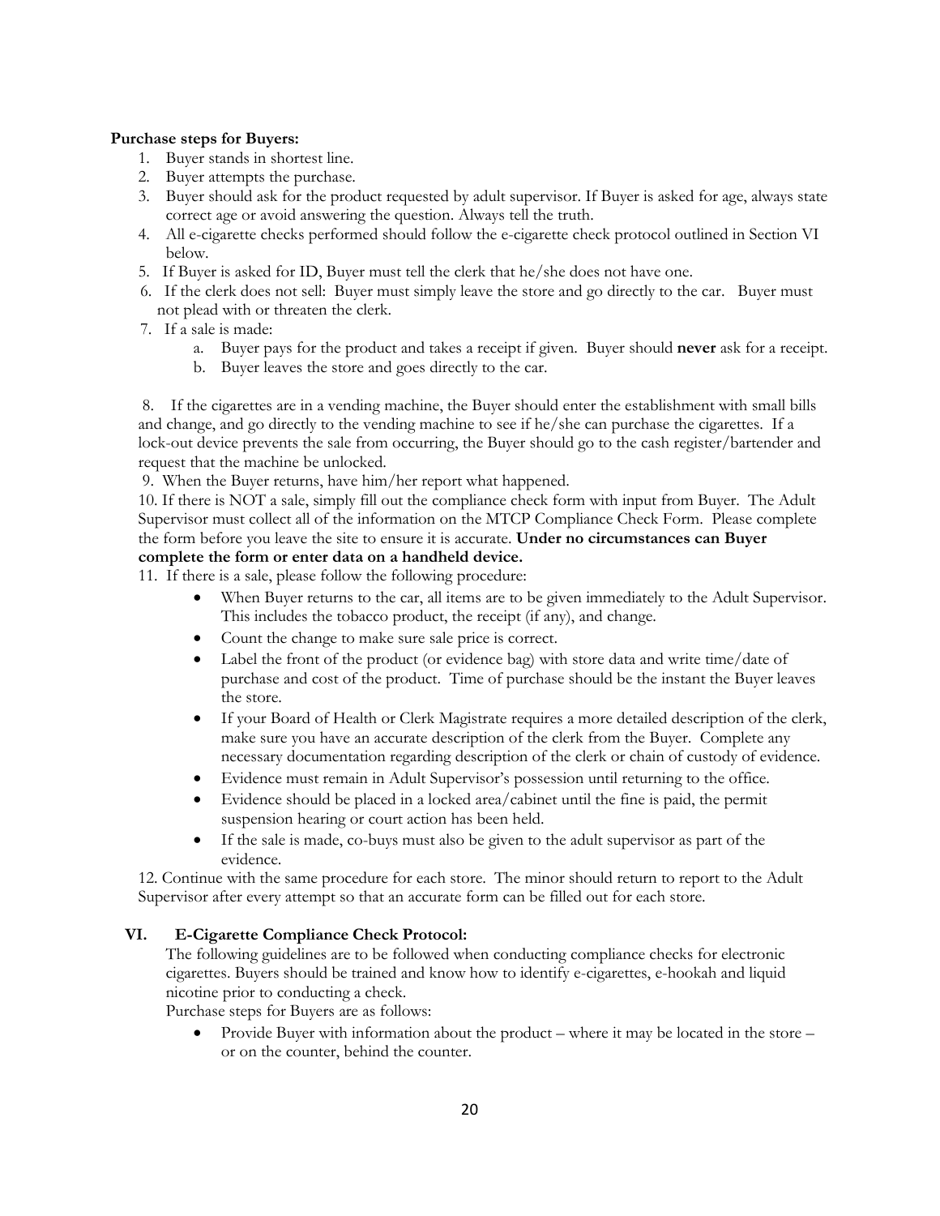**Purchase steps for Buyers:**

1. Buyer stands in shortest line.
2. Buyer attempts the purchase.
3. Buyer should ask for the product requested by adult supervisor. If Buyer is asked for age, always state correct age or avoid answering the question. Always tell the truth.
4. All e-cigarette checks performed should follow the e-cigarette check protocol outlined in Section VI below.
5. If Buyer is asked for ID, Buyer must tell the clerk that he/she does not have one.
6. If the clerk does not sell: Buyer must simply leave the store and go directly to the car. Buyer must not plead with or threaten the clerk.
7. If a sale is made:
   a. Buyer pays for the product and takes a receipt if given. Buyer should **never** ask for a receipt.
   b. Buyer leaves the store and goes directly to the car.

8. If the cigarettes are in a vending machine, the Buyer should enter the establishment with small bills and change, and go directly to the vending machine to see if he/she can purchase the cigarettes. If a lock-out device prevents the sale from occurring, the Buyer should go to the cash register/bartender and request that the machine be unlocked.
9. When the Buyer returns, have him/her report what happened.
10. If there is NOT a sale, simply fill out the compliance check form with input from Buyer. The Adult Supervisor must collect all of the information on the MTCP Compliance Check Form. Please complete the form before you leave the site to ensure it is accurate. **Under no circumstances can Buyer complete the form or enter data on a handheld device.**
11. If there is a sale, please follow the following procedure:
    - When Buyer returns to the car, all items are to be given immediately to the Adult Supervisor. This includes the tobacco product, the receipt (if any), and change.
    - Count the change to make sure sale price is correct.
    - Label the front of the product (or evidence bag) with store data and write time/date of purchase and cost of the product. Time of purchase should be the instant the Buyer leaves the store.
    - If your Board of Health or Clerk Magistrate requires a more detailed description of the clerk, make sure you have an accurate description of the clerk from the Buyer. Complete any necessary documentation regarding description of the clerk or chain of custody of evidence.
    - Evidence must remain in Adult Supervisor's possession until returning to the office.
    - Evidence should be placed in a locked area/cabinet until the fine is paid, the permit suspension hearing or court action has been held.
    - If the sale is made, co-buys must also be given to the adult supervisor as part of the evidence.
12. Continue with the same procedure for each store. The minor should return to report to the Adult Supervisor after every attempt so that an accurate form can be filled out for each store.

## VI. E-Cigarette Compliance Check Protocol:

The following guidelines are to be followed when conducting compliance checks for electronic cigarettes. Buyers should be trained and know how to identify e-cigarettes, e-hookah and liquid nicotine prior to conducting a check.

Purchase steps for Buyers are as follows:

- Provide Buyer with information about the product – where it may be located in the store – or on the counter, behind the counter.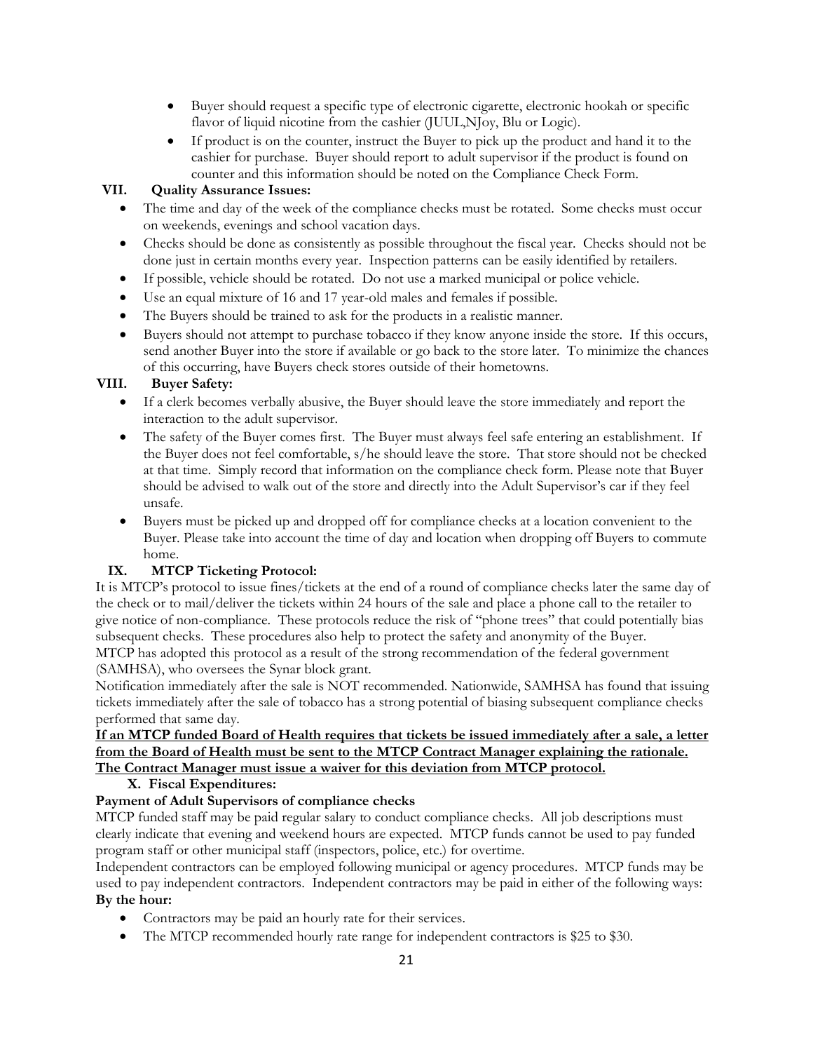- Buyer should request a specific type of electronic cigarette, electronic hookah or specific flavor of liquid nicotine from the cashier (JUUL,NJoy, Blu or Logic).
- If product is on the counter, instruct the Buyer to pick up the product and hand it to the cashier for purchase. Buyer should report to adult supervisor if the product is found on counter and this information should be noted on the Compliance Check Form.

## VII. Quality Assurance Issues:

- The time and day of the week of the compliance checks must be rotated. Some checks must occur on weekends, evenings and school vacation days.
- Checks should be done as consistently as possible throughout the fiscal year. Checks should not be done just in certain months every year. Inspection patterns can be easily identified by retailers.
- If possible, vehicle should be rotated. Do not use a marked municipal or police vehicle.
- Use an equal mixture of 16 and 17 year-old males and females if possible.
- The Buyers should be trained to ask for the products in a realistic manner.
- Buyers should not attempt to purchase tobacco if they know anyone inside the store. If this occurs, send another Buyer into the store if available or go back to the store later. To minimize the chances of this occurring, have Buyers check stores outside of their hometowns.

## VIII. Buyer Safety:

- If a clerk becomes verbally abusive, the Buyer should leave the store immediately and report the interaction to the adult supervisor.
- The safety of the Buyer comes first. The Buyer must always feel safe entering an establishment. If the Buyer does not feel comfortable, s/he should leave the store. That store should not be checked at that time. Simply record that information on the compliance check form. Please note that Buyer should be advised to walk out of the store and directly into the Adult Supervisor's car if they feel unsafe.
- Buyers must be picked up and dropped off for compliance checks at a location convenient to the Buyer. Please take into account the time of day and location when dropping off Buyers to commute home.

## IX. MTCP Ticketing Protocol:

It is MTCP's protocol to issue fines/tickets at the end of a round of compliance checks later the same day of the check or to mail/deliver the tickets within 24 hours of the sale and place a phone call to the retailer to give notice of non-compliance. These protocols reduce the risk of "phone trees" that could potentially bias subsequent checks. These procedures also help to protect the safety and anonymity of the Buyer.
MTCP has adopted this protocol as a result of the strong recommendation of the federal government (SAMHSA), who oversees the Synar block grant.
Notification immediately after the sale is NOT recommended. Nationwide, SAMHSA has found that issuing tickets immediately after the sale of tobacco has a strong potential of biasing subsequent compliance checks performed that same day.

**If an MTCP funded Board of Health requires that tickets be issued immediately after a sale, a letter from the Board of Health must be sent to the MTCP Contract Manager explaining the rationale. The Contract Manager must issue a waiver for this deviation from MTCP protocol.**

## X. Fiscal Expenditures:

**Payment of Adult Supervisors of compliance checks**

MTCP funded staff may be paid regular salary to conduct compliance checks. All job descriptions must clearly indicate that evening and weekend hours are expected. MTCP funds cannot be used to pay funded program staff or other municipal staff (inspectors, police, etc.) for overtime.
Independent contractors can be employed following municipal or agency procedures. MTCP funds may be used to pay independent contractors. Independent contractors may be paid in either of the following ways:

**By the hour:**

- Contractors may be paid an hourly rate for their services.
- The MTCP recommended hourly rate range for independent contractors is $25 to $30.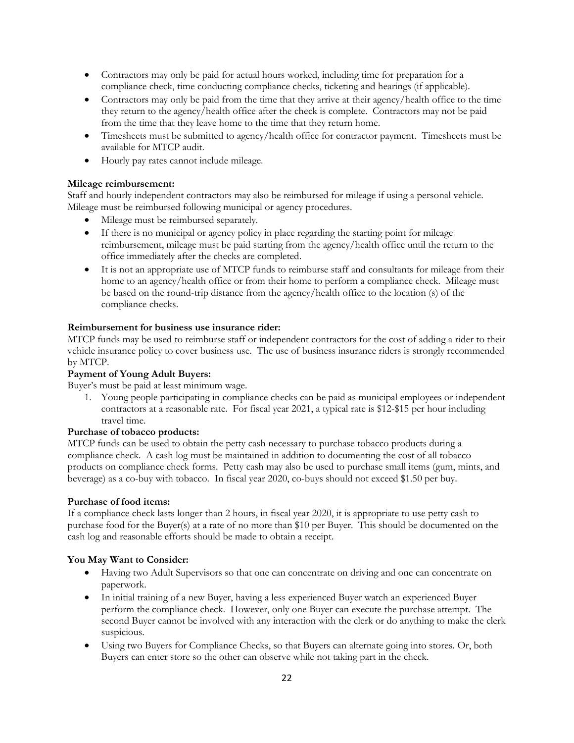- Contractors may only be paid for actual hours worked, including time for preparation for a compliance check, time conducting compliance checks, ticketing and hearings (if applicable).
- Contractors may only be paid from the time that they arrive at their agency/health office to the time they return to the agency/health office after the check is complete. Contractors may not be paid from the time that they leave home to the time that they return home.
- Timesheets must be submitted to agency/health office for contractor payment. Timesheets must be available for MTCP audit.
- Hourly pay rates cannot include mileage.

**Mileage reimbursement:**
Staff and hourly independent contractors may also be reimbursed for mileage if using a personal vehicle. Mileage must be reimbursed following municipal or agency procedures.

- Mileage must be reimbursed separately.
- If there is no municipal or agency policy in place regarding the starting point for mileage reimbursement, mileage must be paid starting from the agency/health office until the return to the office immediately after the checks are completed.
- It is not an appropriate use of MTCP funds to reimburse staff and consultants for mileage from their home to an agency/health office or from their home to perform a compliance check. Mileage must be based on the round-trip distance from the agency/health office to the location (s) of the compliance checks.

**Reimbursement for business use insurance rider:**
MTCP funds may be used to reimburse staff or independent contractors for the cost of adding a rider to their vehicle insurance policy to cover business use. The use of business insurance riders is strongly recommended by MTCP.

**Payment of Young Adult Buyers:**
Buyer's must be paid at least minimum wage.

1. Young people participating in compliance checks can be paid as municipal employees or independent contractors at a reasonable rate. For fiscal year 2021, a typical rate is $12-$15 per hour including travel time.

**Purchase of tobacco products:**
MTCP funds can be used to obtain the petty cash necessary to purchase tobacco products during a compliance check. A cash log must be maintained in addition to documenting the cost of all tobacco products on compliance check forms. Petty cash may also be used to purchase small items (gum, mints, and beverage) as a co-buy with tobacco. In fiscal year 2020, co-buys should not exceed $1.50 per buy.

**Purchase of food items:**
If a compliance check lasts longer than 2 hours, in fiscal year 2020, it is appropriate to use petty cash to purchase food for the Buyer(s) at a rate of no more than $10 per Buyer. This should be documented on the cash log and reasonable efforts should be made to obtain a receipt.

**You May Want to Consider:**

- Having two Adult Supervisors so that one can concentrate on driving and one can concentrate on paperwork.
- In initial training of a new Buyer, having a less experienced Buyer watch an experienced Buyer perform the compliance check. However, only one Buyer can execute the purchase attempt. The second Buyer cannot be involved with any interaction with the clerk or do anything to make the clerk suspicious.
- Using two Buyers for Compliance Checks, so that Buyers can alternate going into stores. Or, both Buyers can enter store so the other can observe while not taking part in the check.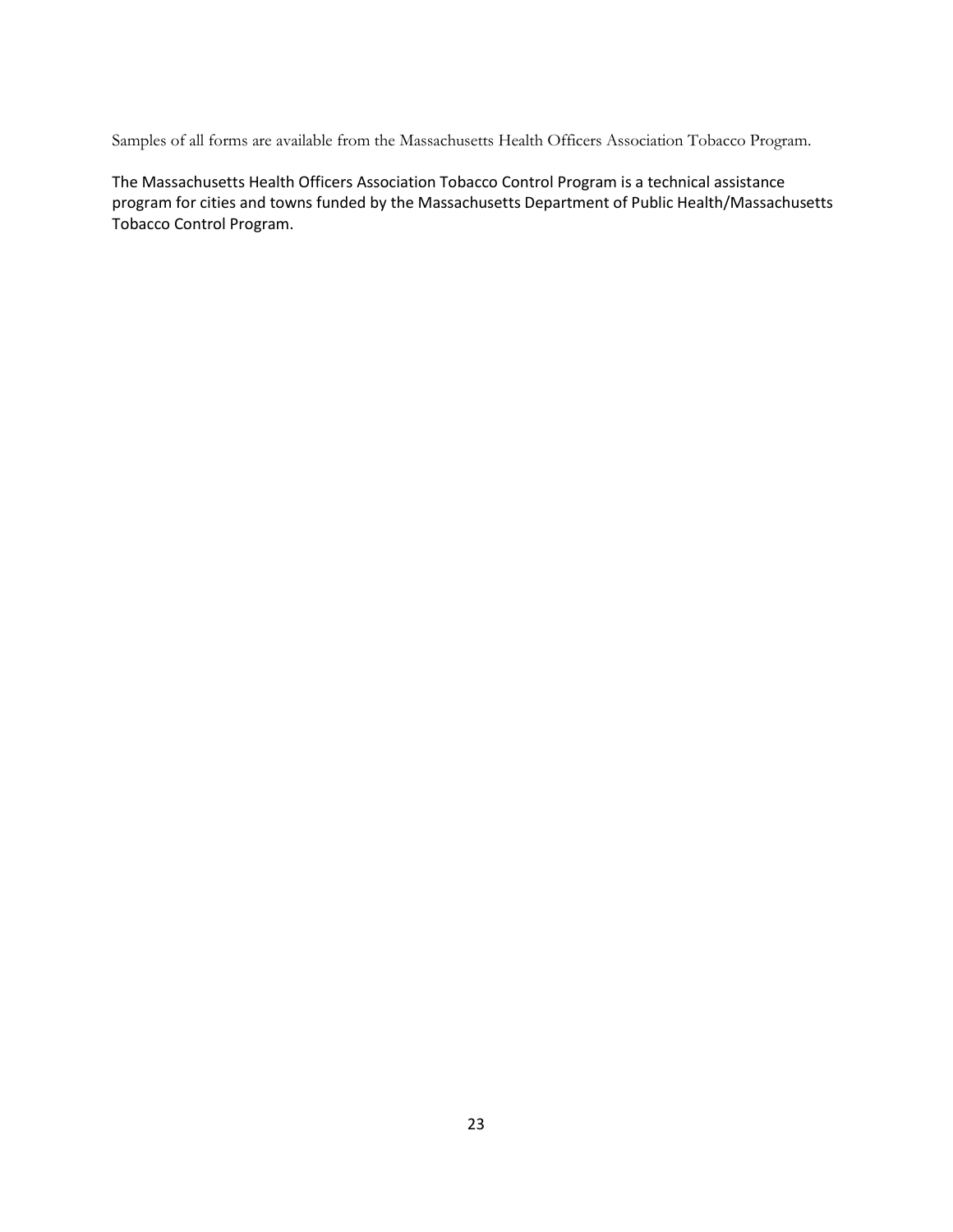Samples of all forms are available from the Massachusetts Health Officers Association Tobacco Program.

The Massachusetts Health Officers Association Tobacco Control Program is a technical assistance program for cities and towns funded by the Massachusetts Department of Public Health/Massachusetts Tobacco Control Program.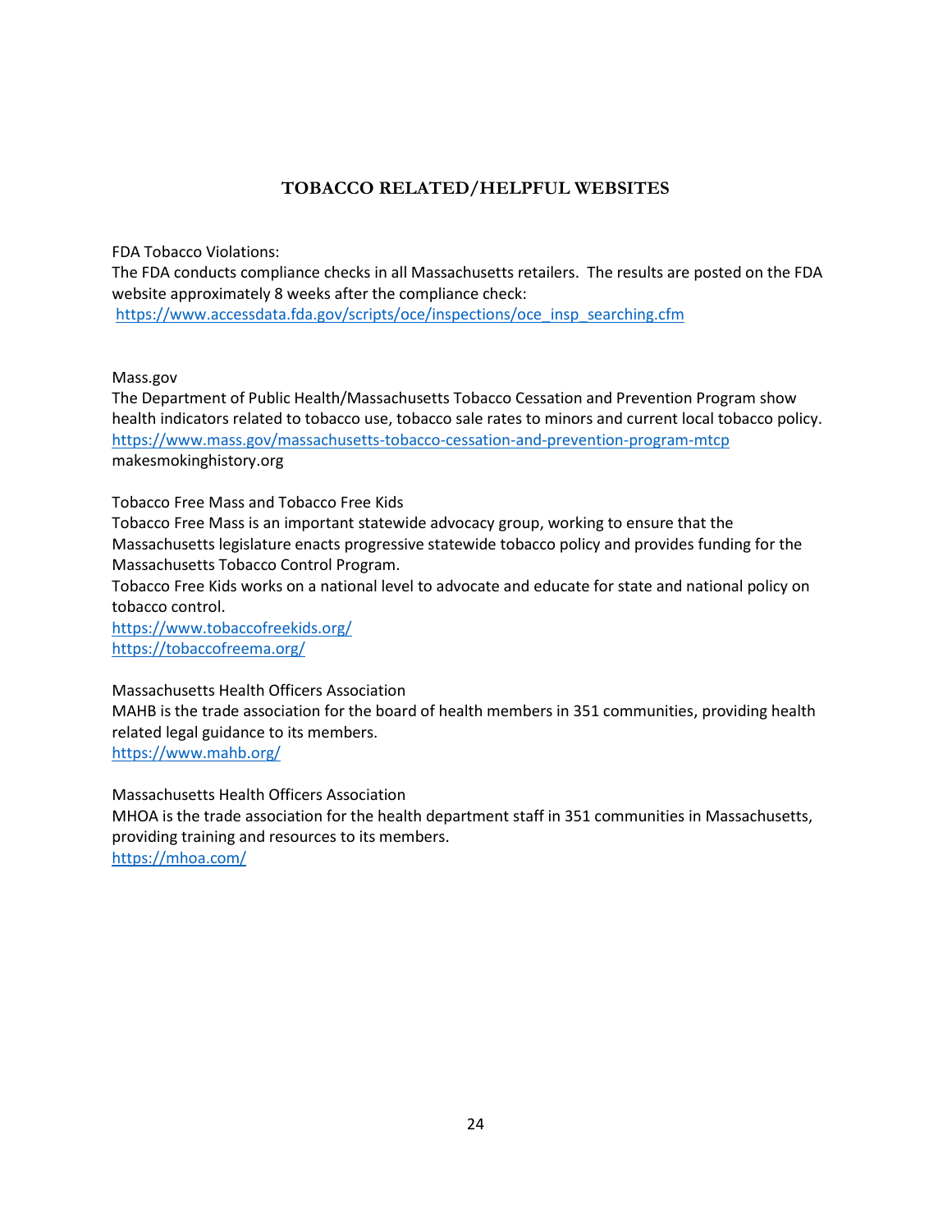## TOBACCO RELATED/HELPFUL WEBSITES

FDA Tobacco Violations:
The FDA conducts compliance checks in all Massachusetts retailers. The results are posted on the FDA website approximately 8 weeks after the compliance check:
https://www.accessdata.fda.gov/scripts/oce/inspections/oce_insp_searching.cfm

Mass.gov
The Department of Public Health/Massachusetts Tobacco Cessation and Prevention Program show health indicators related to tobacco use, tobacco sale rates to minors and current local tobacco policy.
https://www.mass.gov/massachusetts-tobacco-cessation-and-prevention-program-mtcp
makesmokinghistory.org

Tobacco Free Mass and Tobacco Free Kids
Tobacco Free Mass is an important statewide advocacy group, working to ensure that the Massachusetts legislature enacts progressive statewide tobacco policy and provides funding for the Massachusetts Tobacco Control Program.
Tobacco Free Kids works on a national level to advocate and educate for state and national policy on tobacco control.
https://www.tobaccofreekids.org/
https://tobaccofreema.org/

Massachusetts Health Officers Association
MAHB is the trade association for the board of health members in 351 communities, providing health related legal guidance to its members.
https://www.mahb.org/

Massachusetts Health Officers Association
MHOA is the trade association for the health department staff in 351 communities in Massachusetts, providing training and resources to its members.
https://mhoa.com/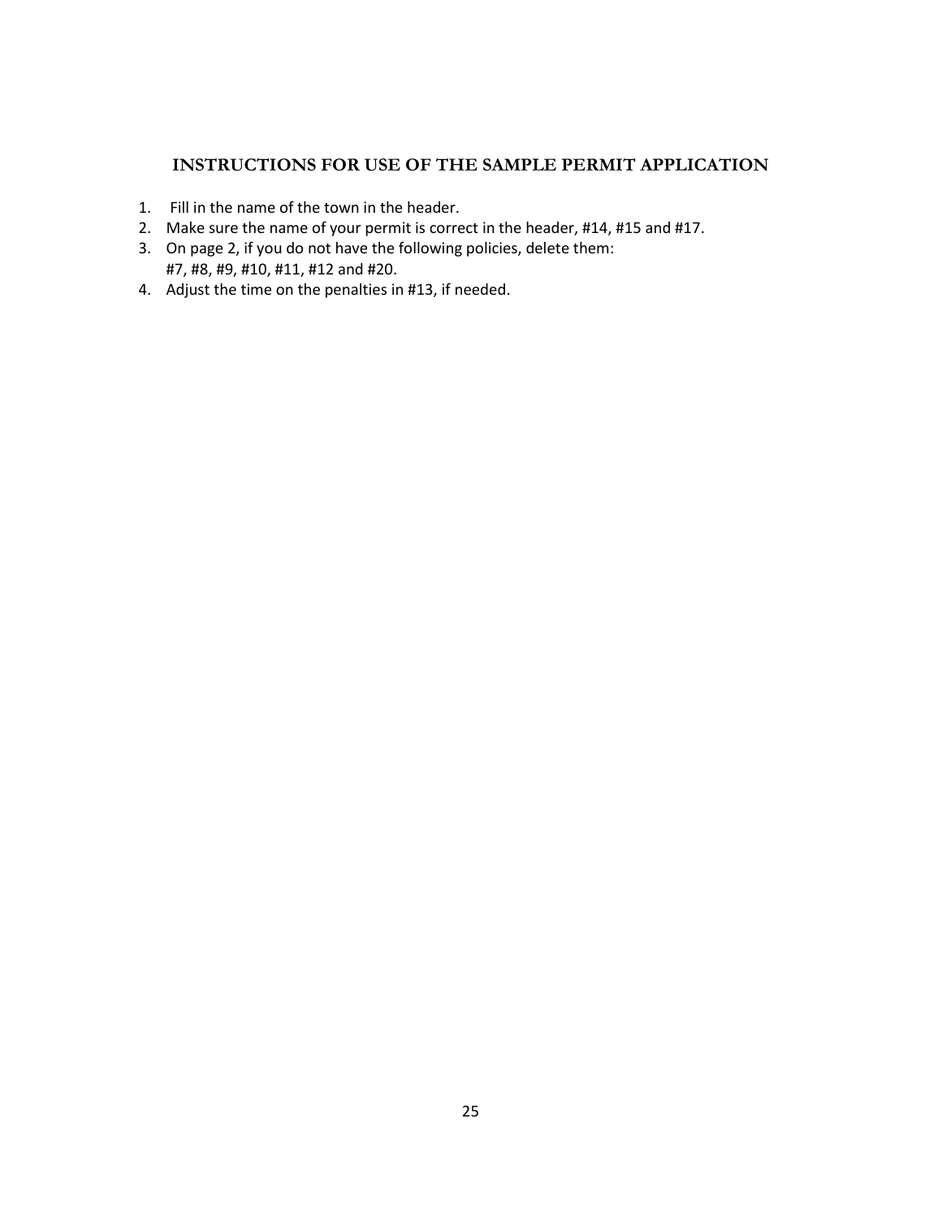## INSTRUCTIONS FOR USE OF THE SAMPLE PERMIT APPLICATION

1. Fill in the name of the town in the header.
2. Make sure the name of your permit is correct in the header, #14, #15 and #17.
3. On page 2, if you do not have the following policies, delete them:
   #7, #8, #9, #10, #11, #12 and #20.
4. Adjust the time on the penalties in #13, if needed.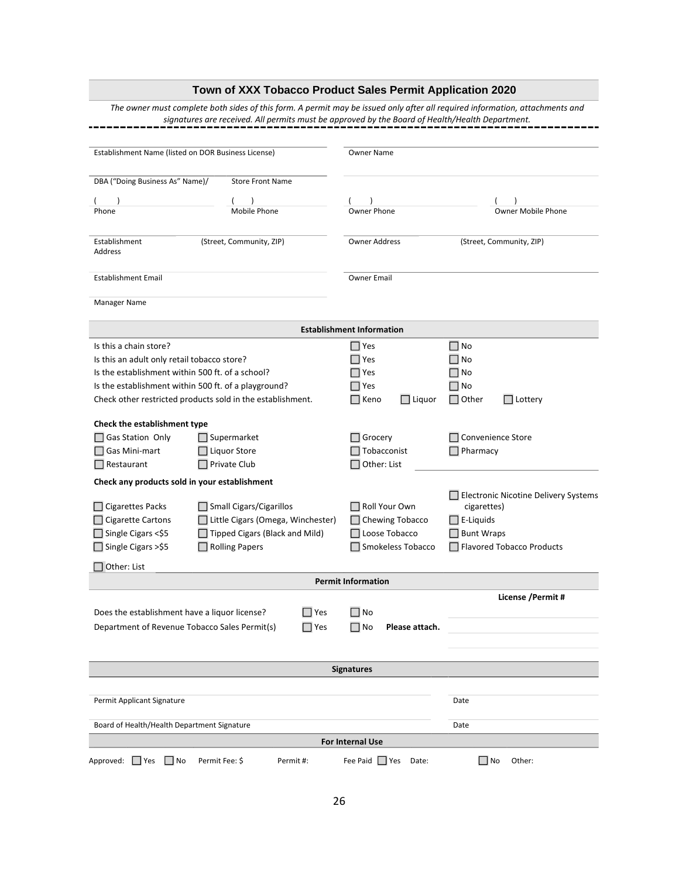## Town of XXX Tobacco Product Sales Permit Application 2020

*The owner must complete both sides of this form. A permit may be issued only after all required information, attachments and signatures are received. All permits must be approved by the Board of Health/Health Department.*

| | |
|---|---|
| Establishment Name (listed on DOR Business License) | Owner Name |
| DBA ("Doing Business As" Name)/ Store Front Name | |
| ( ) Phone / ( ) Mobile Phone | ( ) Owner Phone / ( ) Owner Mobile Phone |
| Establishment Address (Street, Community, ZIP) | Owner Address (Street, Community, ZIP) |
| Establishment Email | Owner Email |
| Manager Name | |

### Establishment Information

| | | | | |
|---|---|---|---|---|
| Is this a chain store? | ☐ Yes | | ☐ No | |
| Is this an adult only retail tobacco store? | ☐ Yes | | ☐ No | |
| Is the establishment within 500 ft. of a school? | ☐ Yes | | ☐ No | |
| Is the establishment within 500 ft. of a playground? | ☐ Yes | | ☐ No | |
| Check other restricted products sold in the establishment. | ☐ Keno | ☐ Liquor | ☐ Other | ☐ Lottery |

**Check the establishment type**

| | | | |
|---|---|---|---|
| ☐ Gas Station Only | ☐ Supermarket | ☐ Grocery | ☐ Convenience Store |
| ☐ Gas Mini-mart | ☐ Liquor Store | ☐ Tobacconist | ☐ Pharmacy |
| ☐ Restaurant | ☐ Private Club | ☐ Other: List | |

**Check any products sold in your establishment**

| | | | |
|---|---|---|---|
| ☐ Cigarettes Packs | ☐ Small Cigars/Cigarillos | ☐ Roll Your Own | ☐ Electronic Nicotine Delivery Systems cigarettes) |
| ☐ Cigarette Cartons | ☐ Little Cigars (Omega, Winchester) | ☐ Chewing Tobacco | ☐ E-Liquids |
| ☐ Single Cigars <$5 | ☐ Tipped Cigars (Black and Mild) | ☐ Loose Tobacco | ☐ Bunt Wraps |
| ☐ Single Cigars >$5 | ☐ Rolling Papers | ☐ Smokeless Tobacco | ☐ Flavored Tobacco Products |

☐ Other: List

### Permit Information

| | | | **License /Permit #** |
|---|---|---|---|
| Does the establishment have a liquor license? | ☐ Yes | ☐ No | |
| Department of Revenue Tobacco Sales Permit(s) | ☐ Yes | ☐ No **Please attach.** | |

### Signatures

| | |
|---|---|
| Permit Applicant Signature | Date |
| Board of Health/Health Department Signature | Date |

### For Internal Use

Approved: ☐ Yes ☐ No Permit Fee: $ Permit #: Fee Paid ☐ Yes Date: ☐ No Other: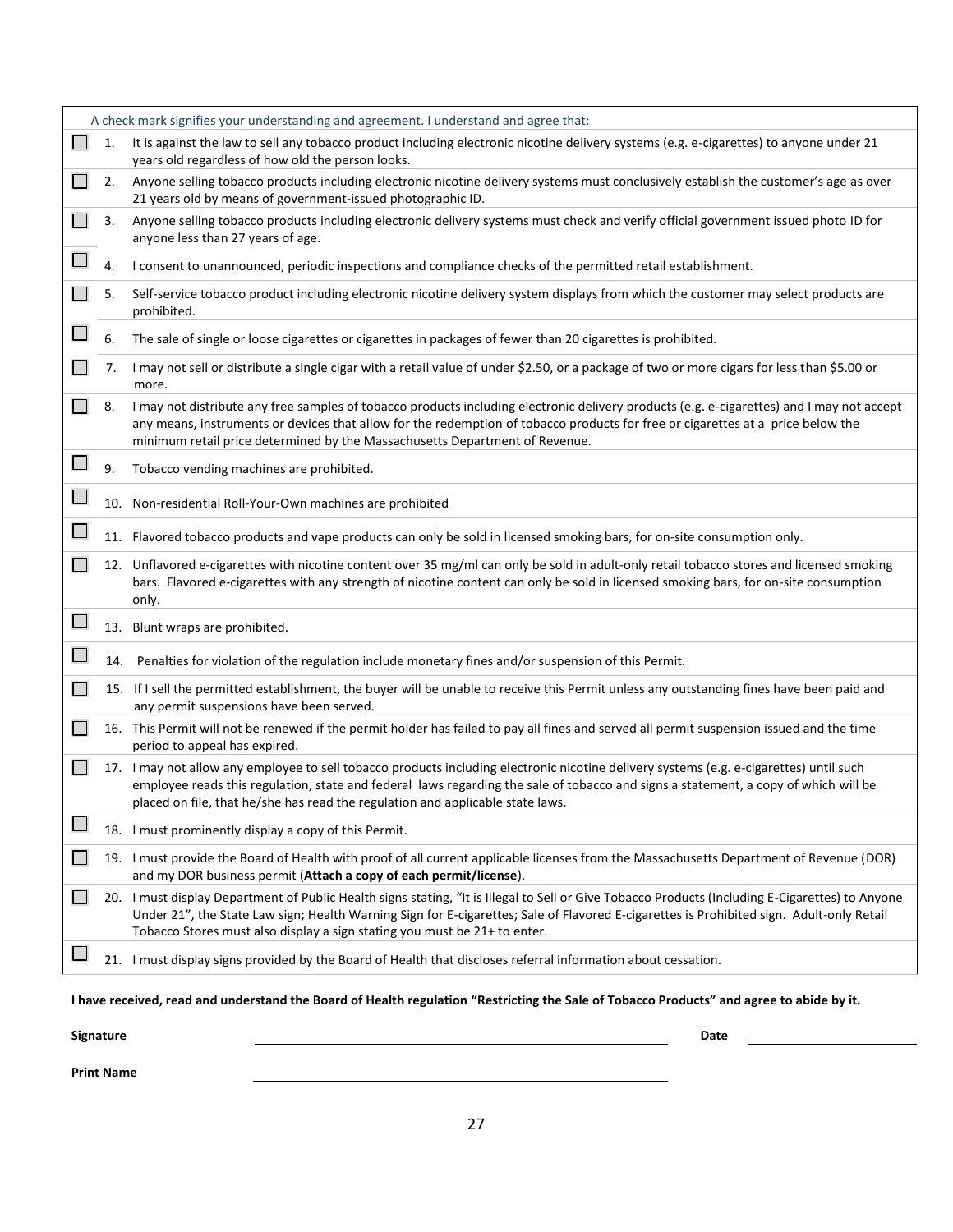A check mark signifies your understanding and agreement. I understand and agree that:

- [ ] 1. It is against the law to sell any tobacco product including electronic nicotine delivery systems (e.g. e-cigarettes) to anyone under 21 years old regardless of how old the person looks.
- [ ] 2. Anyone selling tobacco products including electronic nicotine delivery systems must conclusively establish the customer's age as over 21 years old by means of government-issued photographic ID.
- [ ] 3. Anyone selling tobacco products including electronic delivery systems must check and verify official government issued photo ID for anyone less than 27 years of age.
- [ ] 4. I consent to unannounced, periodic inspections and compliance checks of the permitted retail establishment.
- [ ] 5. Self-service tobacco product including electronic nicotine delivery system displays from which the customer may select products are prohibited.
- [ ] 6. The sale of single or loose cigarettes or cigarettes in packages of fewer than 20 cigarettes is prohibited.
- [ ] 7. I may not sell or distribute a single cigar with a retail value of under $2.50, or a package of two or more cigars for less than $5.00 or more.
- [ ] 8. I may not distribute any free samples of tobacco products including electronic delivery products (e.g. e-cigarettes) and I may not accept any means, instruments or devices that allow for the redemption of tobacco products for free or cigarettes at a price below the minimum retail price determined by the Massachusetts Department of Revenue.
- [ ] 9. Tobacco vending machines are prohibited.
- [ ] 10. Non-residential Roll-Your-Own machines are prohibited
- [ ] 11. Flavored tobacco products and vape products can only be sold in licensed smoking bars, for on-site consumption only.
- [ ] 12. Unflavored e-cigarettes with nicotine content over 35 mg/ml can only be sold in adult-only retail tobacco stores and licensed smoking bars. Flavored e-cigarettes with any strength of nicotine content can only be sold in licensed smoking bars, for on-site consumption only.
- [ ] 13. Blunt wraps are prohibited.
- [ ] 14. Penalties for violation of the regulation include monetary fines and/or suspension of this Permit.
- [ ] 15. If I sell the permitted establishment, the buyer will be unable to receive this Permit unless any outstanding fines have been paid and any permit suspensions have been served.
- [ ] 16. This Permit will not be renewed if the permit holder has failed to pay all fines and served all permit suspension issued and the time period to appeal has expired.
- [ ] 17. I may not allow any employee to sell tobacco products including electronic nicotine delivery systems (e.g. e-cigarettes) until such employee reads this regulation, state and federal laws regarding the sale of tobacco and signs a statement, a copy of which will be placed on file, that he/she has read the regulation and applicable state laws.
- [ ] 18. I must prominently display a copy of this Permit.
- [ ] 19. I must provide the Board of Health with proof of all current applicable licenses from the Massachusetts Department of Revenue (DOR) and my DOR business permit (**Attach a copy of each permit/license**).
- [ ] 20. I must display Department of Public Health signs stating, "It is Illegal to Sell or Give Tobacco Products (Including E-Cigarettes) to Anyone Under 21", the State Law sign; Health Warning Sign for E-cigarettes; Sale of Flavored E-cigarettes is Prohibited sign. Adult-only Retail Tobacco Stores must also display a sign stating you must be 21+ to enter.
- [ ] 21. I must display signs provided by the Board of Health that discloses referral information about cessation.

**I have received, read and understand the Board of Health regulation "Restricting the Sale of Tobacco Products" and agree to abide by it.**

**Signature** ______________________________ **Date** ________________

**Print Name** ______________________________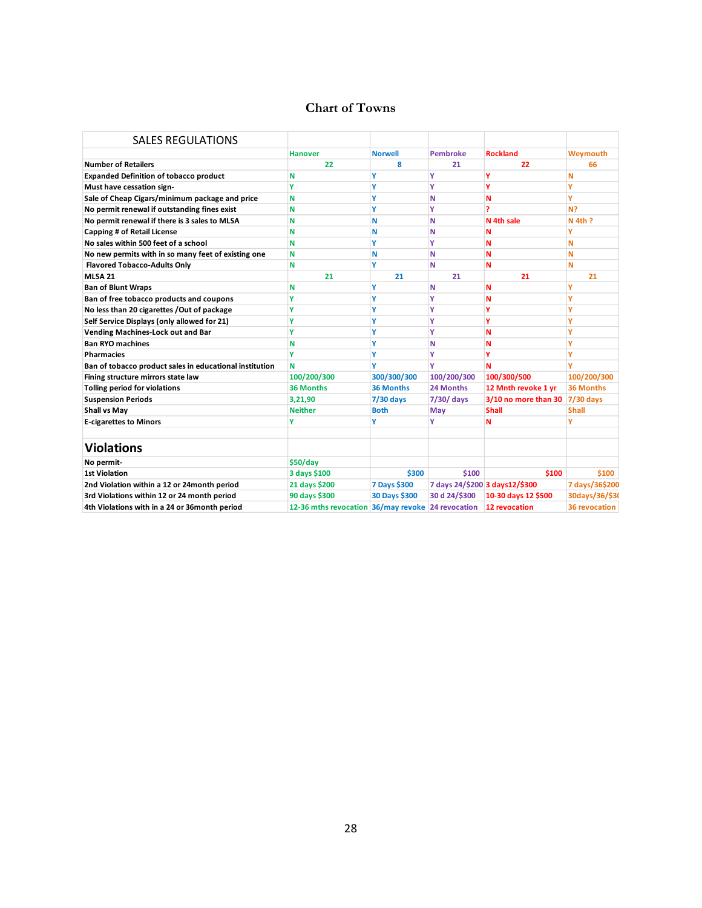# Chart of Towns

| SALES REGULATIONS | | | | | |
|---|---|---|---|---|---|
| | Hanover | Norwell | Pembroke | Rockland | Weymouth |
| **Number of Retailers** | 22 | 8 | 21 | 22 | 66 |
| **Expanded Definition of tobacco product** | N | Y | Y | Y | N |
| **Must have cessation sign-** | Y | Y | Y | Y | Y |
| **Sale of Cheap Cigars/minimum package and price** | N | Y | N | N | Y |
| **No permit renewal if outstanding fines exist** | N | Y | Y | ? | N? |
| **No permit renewal if there is 3 sales to MLSA** | N | N | N | N 4th sale | N 4th ? |
| **Capping # of Retail License** | N | N | N | N | Y |
| **No sales within 500 feet of a school** | N | Y | Y | N | N |
| **No new permits with in so many feet of existing one** | N | N | N | N | N |
| **Flavored Tobacco-Adults Only** | N | Y | N | N | N |
| **MLSA 21** | 21 | 21 | 21 | 21 | 21 |
| **Ban of Blunt Wraps** | N | Y | N | N | Y |
| **Ban of free tobacco products and coupons** | Y | Y | Y | N | Y |
| **No less than 20 cigarettes /Out of package** | Y | Y | Y | Y | Y |
| **Self Service Displays (only allowed for 21)** | Y | Y | Y | Y | Y |
| **Vending Machines-Lock out and Bar** | Y | Y | Y | N | Y |
| **Ban RYO machines** | N | Y | N | N | Y |
| **Pharmacies** | Y | Y | Y | Y | Y |
| **Ban of tobacco product sales in educational institution** | N | Y | Y | N | Y |
| **Fining structure mirrors state law** | 100/200/300 | 300/300/300 | 100/200/300 | 100/300/500 | 100/200/300 |
| **Tolling period for violations** | 36 Months | 36 Months | 24 Months | 12 Mnth revoke 1 yr | 36 Months |
| **Suspension Periods** | 3,21,90 | 7/30 days | 7/30/ days | 3/10 no more than 30 | 7/30 days |
| **Shall vs May** | Neither | Both | May | Shall | Shall |
| **E-cigarettes to Minors** | Y | Y | Y | N | Y |
| | | | | | |
| **Violations** | | | | | |
| **No permit-** | $50/day | | | | |
| **1st Violation** | 3 days $100 | $300 | $100 | $100 | $100 |
| **2nd Violation within a 12 or 24month period** | 21 days $200 | 7 Days $300 | 7 days 24/$200 | 3 days12/$300 | 7 days/36$200 |
| **3rd Violations within 12 or 24 month period** | 90 days $300 | 30 Days $300 | 30 d 24/$300 | 10-30 days 12 $500 | 30days/36/$30 |
| **4th Violations with in a 24 or 36month period** | 12-36 mths revocation | 36/may revoke | 24 revocation | 12 revocation | 36 revocation |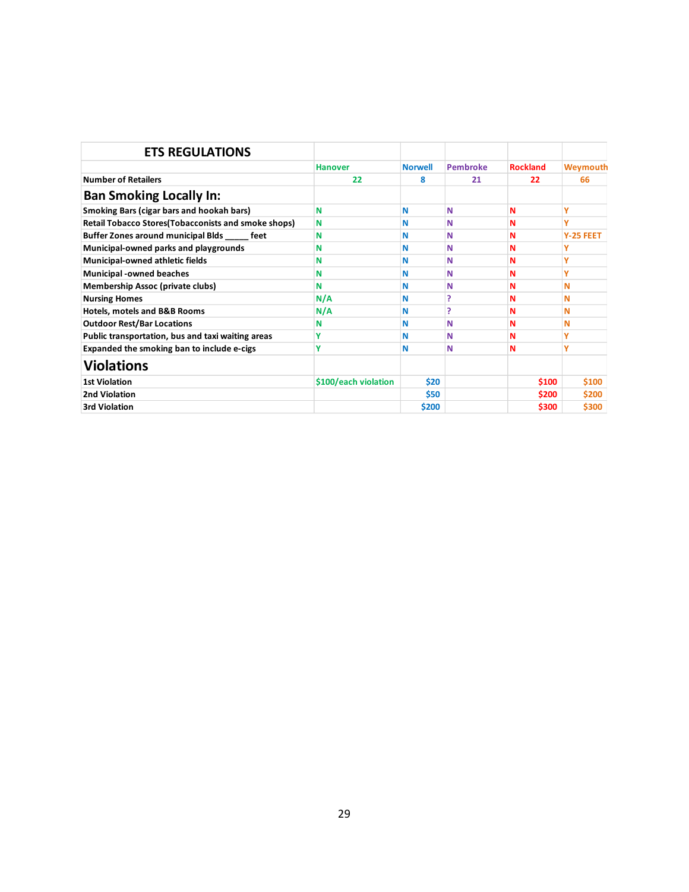| ETS REGULATIONS | | | | | |
|---|---|---|---|---|---|
| | Hanover | Norwell | Pembroke | Rockland | Weymouth |
| Number of Retailers | 22 | 8 | 21 | 22 | 66 |
| **Ban Smoking Locally In:** | | | | | |
| Smoking Bars (cigar bars and hookah bars) | N | N | N | N | Y |
| Retail Tobacco Stores(Tobacconists and smoke shops) | N | N | N | N | Y |
| Buffer Zones around municipal Blds _____ feet | N | N | N | N | Y-25 FEET |
| Municipal-owned parks and playgrounds | N | N | N | N | Y |
| Municipal-owned athletic fields | N | N | N | N | Y |
| Municipal -owned beaches | N | N | N | N | Y |
| Membership Assoc (private clubs) | N | N | N | N | N |
| Nursing Homes | N/A | N | ? | N | N |
| Hotels, motels and B&B Rooms | N/A | N | ? | N | N |
| Outdoor Rest/Bar Locations | N | N | N | N | N |
| Public transportation, bus and taxi waiting areas | Y | N | N | N | Y |
| Expanded the smoking ban to include e-cigs | Y | N | N | N | Y |
| **Violations** | | | | | |
| 1st Violation | $100/each violation | $20 | | $100 | $100 |
| 2nd Violation | | $50 | | $200 | $200 |
| 3rd Violation | | $200 | | $300 | $300 |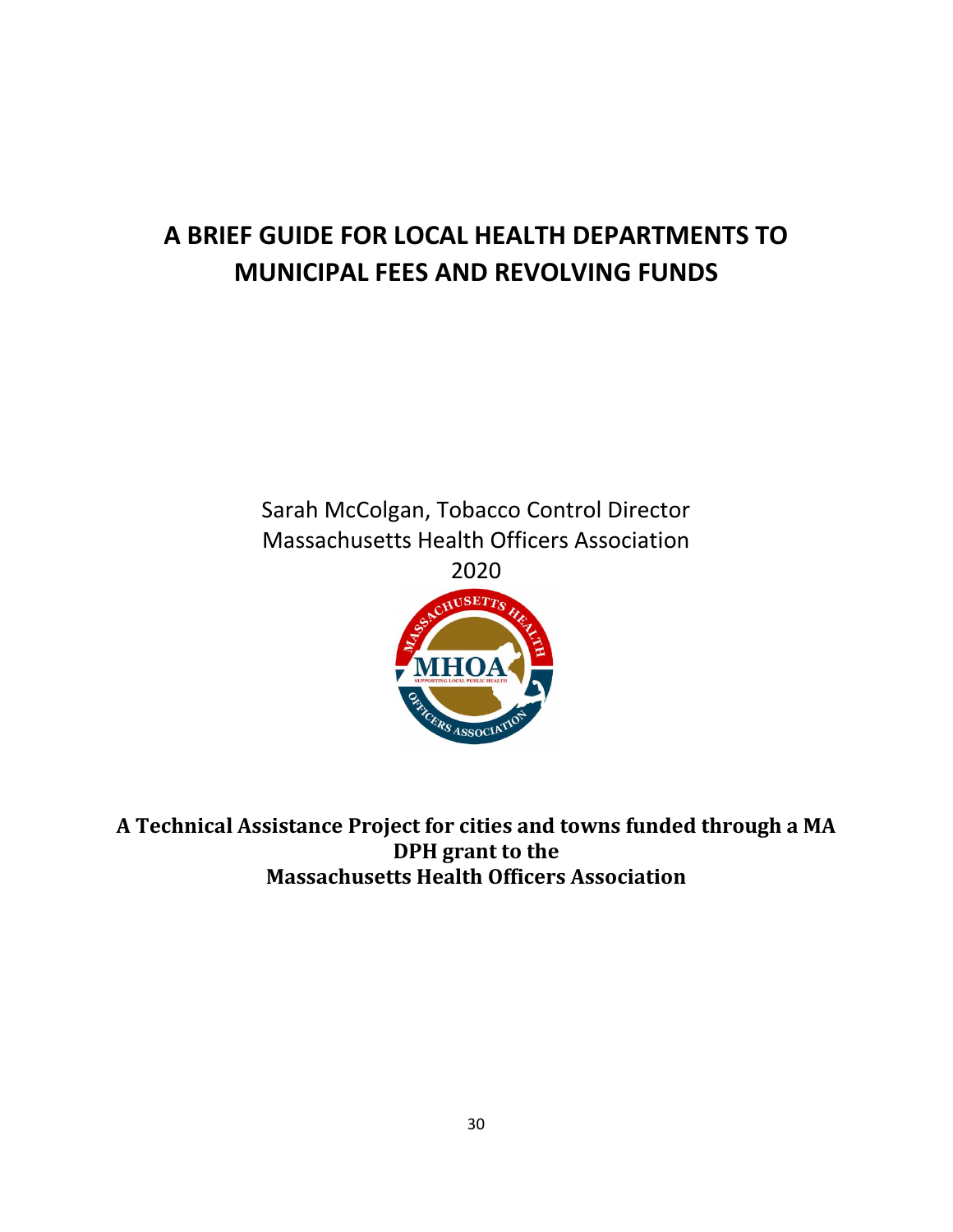# A BRIEF GUIDE FOR LOCAL HEALTH DEPARTMENTS TO MUNICIPAL FEES AND REVOLVING FUNDS

Sarah McColgan, Tobacco Control Director
Massachusetts Health Officers Association
2020

**A Technical Assistance Project for cities and towns funded through a MA DPH grant to the Massachusetts Health Officers Association**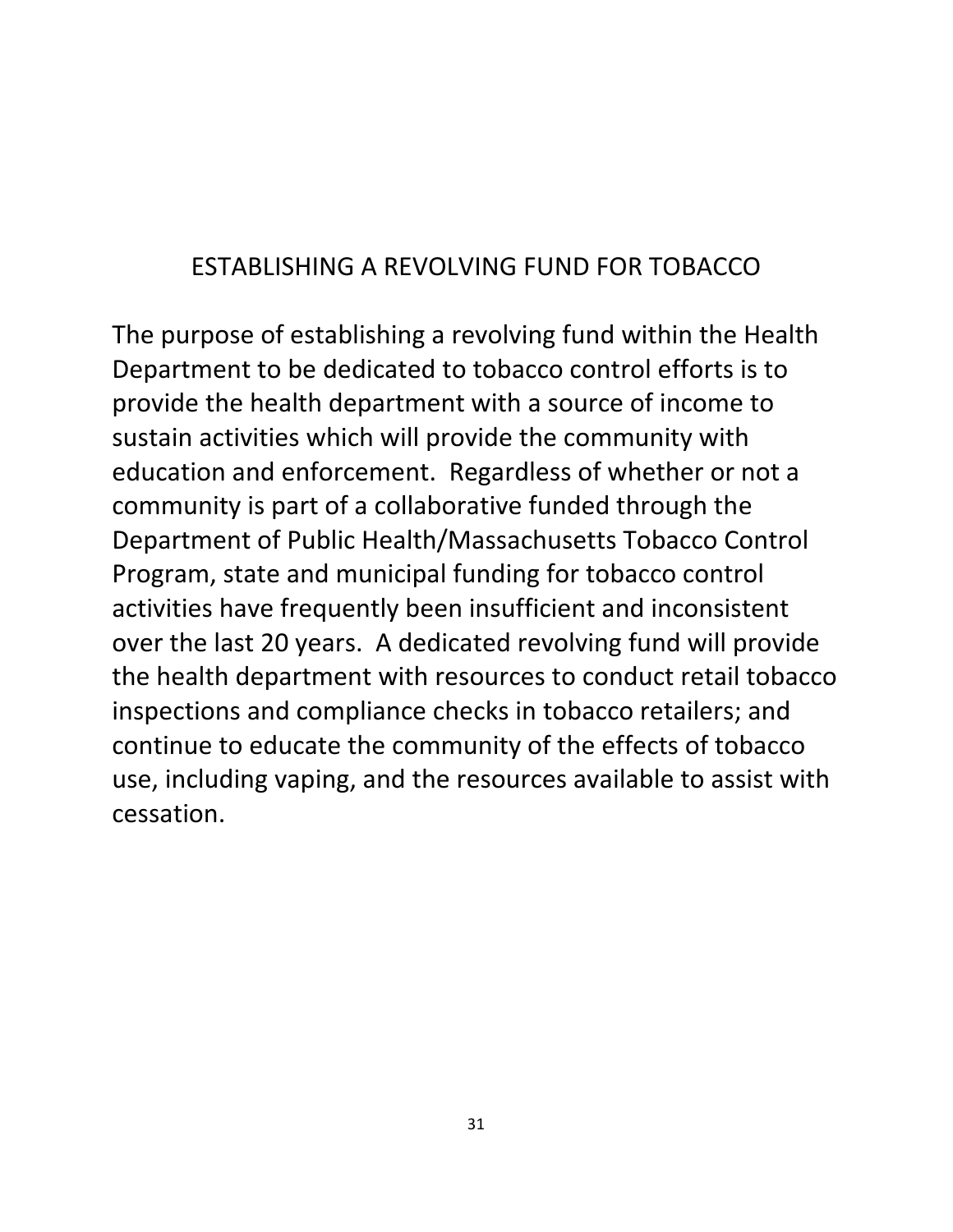# ESTABLISHING A REVOLVING FUND FOR TOBACCO

The purpose of establishing a revolving fund within the Health Department to be dedicated to tobacco control efforts is to provide the health department with a source of income to sustain activities which will provide the community with education and enforcement. Regardless of whether or not a community is part of a collaborative funded through the Department of Public Health/Massachusetts Tobacco Control Program, state and municipal funding for tobacco control activities have frequently been insufficient and inconsistent over the last 20 years. A dedicated revolving fund will provide the health department with resources to conduct retail tobacco inspections and compliance checks in tobacco retailers; and continue to educate the community of the effects of tobacco use, including vaping, and the resources available to assist with cessation.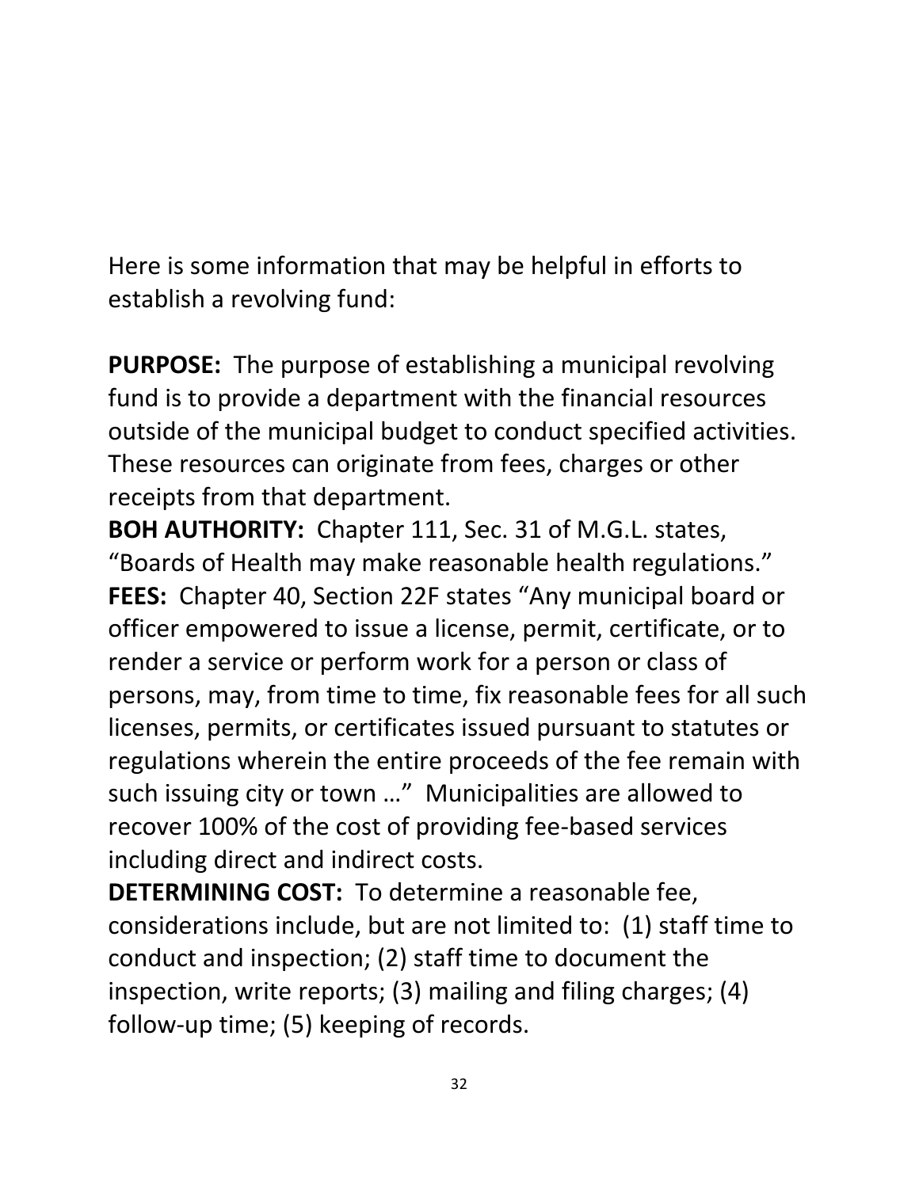Here is some information that may be helpful in efforts to establish a revolving fund:

**PURPOSE:** The purpose of establishing a municipal revolving fund is to provide a department with the financial resources outside of the municipal budget to conduct specified activities. These resources can originate from fees, charges or other receipts from that department.

**BOH AUTHORITY:** Chapter 111, Sec. 31 of M.G.L. states, "Boards of Health may make reasonable health regulations."

**FEES:** Chapter 40, Section 22F states "Any municipal board or officer empowered to issue a license, permit, certificate, or to render a service or perform work for a person or class of persons, may, from time to time, fix reasonable fees for all such licenses, permits, or certificates issued pursuant to statutes or regulations wherein the entire proceeds of the fee remain with such issuing city or town …" Municipalities are allowed to recover 100% of the cost of providing fee-based services including direct and indirect costs.

**DETERMINING COST:** To determine a reasonable fee, considerations include, but are not limited to: (1) staff time to conduct and inspection; (2) staff time to document the inspection, write reports; (3) mailing and filing charges; (4) follow-up time; (5) keeping of records.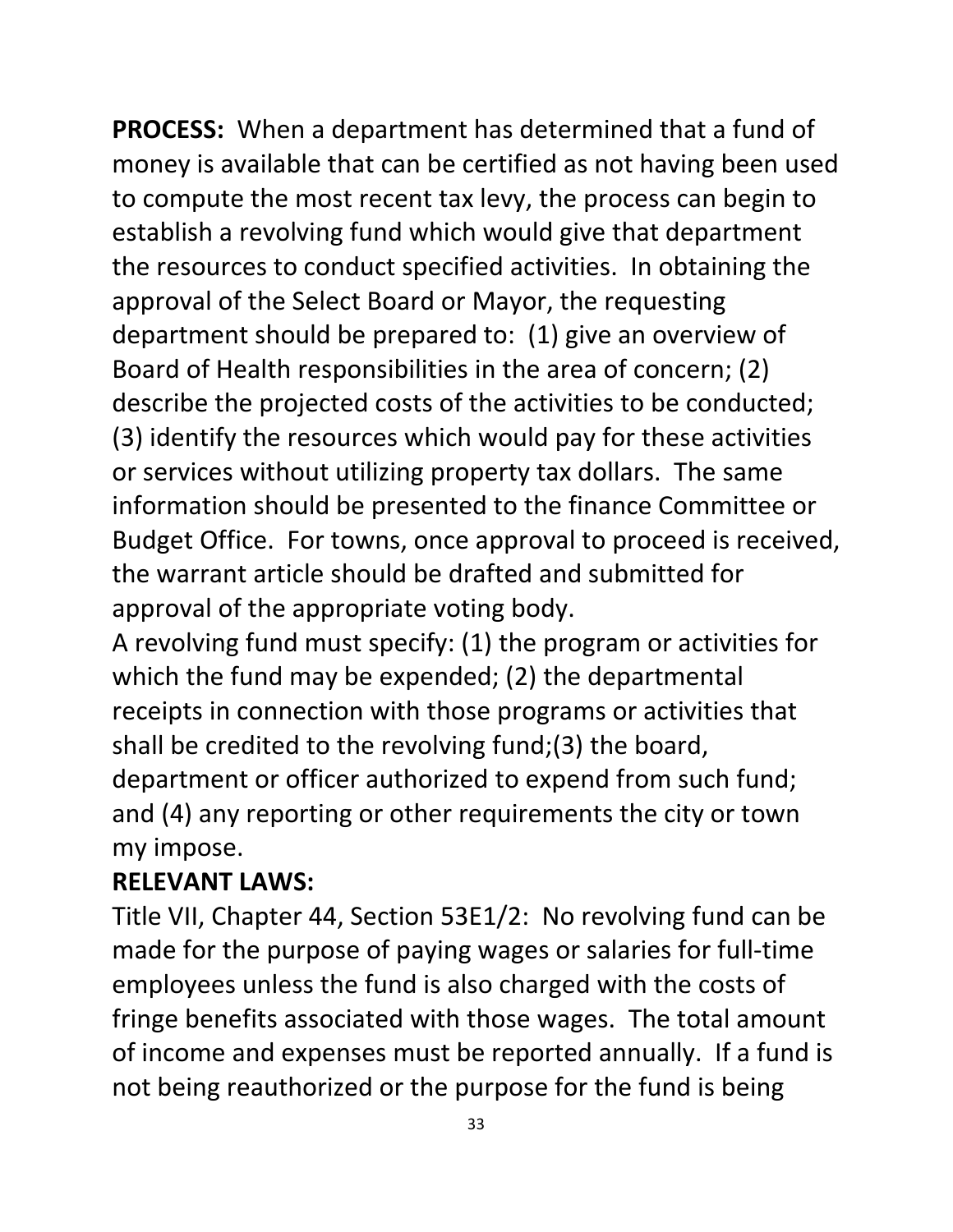**PROCESS:** When a department has determined that a fund of money is available that can be certified as not having been used to compute the most recent tax levy, the process can begin to establish a revolving fund which would give that department the resources to conduct specified activities. In obtaining the approval of the Select Board or Mayor, the requesting department should be prepared to: (1) give an overview of Board of Health responsibilities in the area of concern; (2) describe the projected costs of the activities to be conducted; (3) identify the resources which would pay for these activities or services without utilizing property tax dollars. The same information should be presented to the finance Committee or Budget Office. For towns, once approval to proceed is received, the warrant article should be drafted and submitted for approval of the appropriate voting body.

A revolving fund must specify: (1) the program or activities for which the fund may be expended; (2) the departmental receipts in connection with those programs or activities that shall be credited to the revolving fund;(3) the board, department or officer authorized to expend from such fund; and (4) any reporting or other requirements the city or town my impose.

**RELEVANT LAWS:**

Title VII, Chapter 44, Section 53E1/2: No revolving fund can be made for the purpose of paying wages or salaries for full-time employees unless the fund is also charged with the costs of fringe benefits associated with those wages. The total amount of income and expenses must be reported annually. If a fund is not being reauthorized or the purpose for the fund is being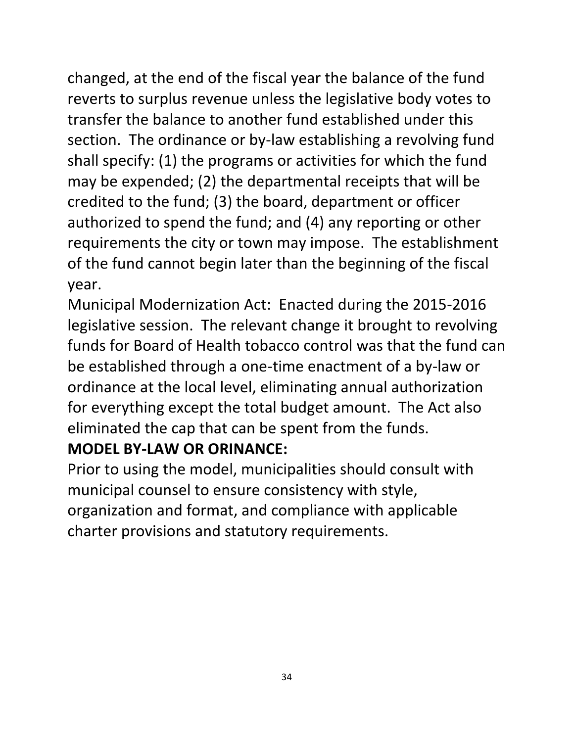changed, at the end of the fiscal year the balance of the fund reverts to surplus revenue unless the legislative body votes to transfer the balance to another fund established under this section. The ordinance or by-law establishing a revolving fund shall specify: (1) the programs or activities for which the fund may be expended; (2) the departmental receipts that will be credited to the fund; (3) the board, department or officer authorized to spend the fund; and (4) any reporting or other requirements the city or town may impose. The establishment of the fund cannot begin later than the beginning of the fiscal year.

Municipal Modernization Act: Enacted during the 2015-2016 legislative session. The relevant change it brought to revolving funds for Board of Health tobacco control was that the fund can be established through a one-time enactment of a by-law or ordinance at the local level, eliminating annual authorization for everything except the total budget amount. The Act also eliminated the cap that can be spent from the funds.

**MODEL BY-LAW OR ORINANCE:**

Prior to using the model, municipalities should consult with municipal counsel to ensure consistency with style, organization and format, and compliance with applicable charter provisions and statutory requirements.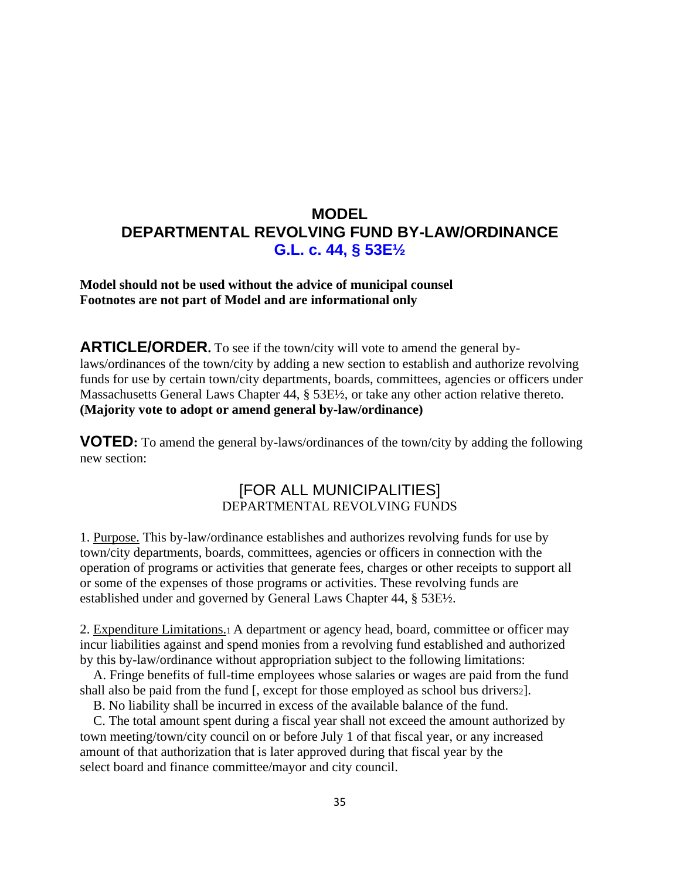# MODEL
# DEPARTMENTAL REVOLVING FUND BY-LAW/ORDINANCE
## G.L. c. 44, § 53E½

**Model should not be used without the advice of municipal counsel**
**Footnotes are not part of Model and are informational only**

**ARTICLE/ORDER.** To see if the town/city will vote to amend the general by-laws/ordinances of the town/city by adding a new section to establish and authorize revolving funds for use by certain town/city departments, boards, committees, agencies or officers under Massachusetts General Laws Chapter 44, § 53E½, or take any other action relative thereto. **(Majority vote to adopt or amend general by-law/ordinance)**

**VOTED:** To amend the general by-laws/ordinances of the town/city by adding the following new section:

### [FOR ALL MUNICIPALITIES]
DEPARTMENTAL REVOLVING FUNDS

1. Purpose. This by-law/ordinance establishes and authorizes revolving funds for use by town/city departments, boards, committees, agencies or officers in connection with the operation of programs or activities that generate fees, charges or other receipts to support all or some of the expenses of those programs or activities. These revolving funds are established under and governed by General Laws Chapter 44, § 53E½.

2. Expenditure Limitations.[1] A department or agency head, board, committee or officer may incur liabilities against and spend monies from a revolving fund established and authorized by this by-law/ordinance without appropriation subject to the following limitations:

A. Fringe benefits of full-time employees whose salaries or wages are paid from the fund shall also be paid from the fund [, except for those employed as school bus drivers[2]].

B. No liability shall be incurred in excess of the available balance of the fund.

C. The total amount spent during a fiscal year shall not exceed the amount authorized by town meeting/town/city council on or before July 1 of that fiscal year, or any increased amount of that authorization that is later approved during that fiscal year by the select board and finance committee/mayor and city council.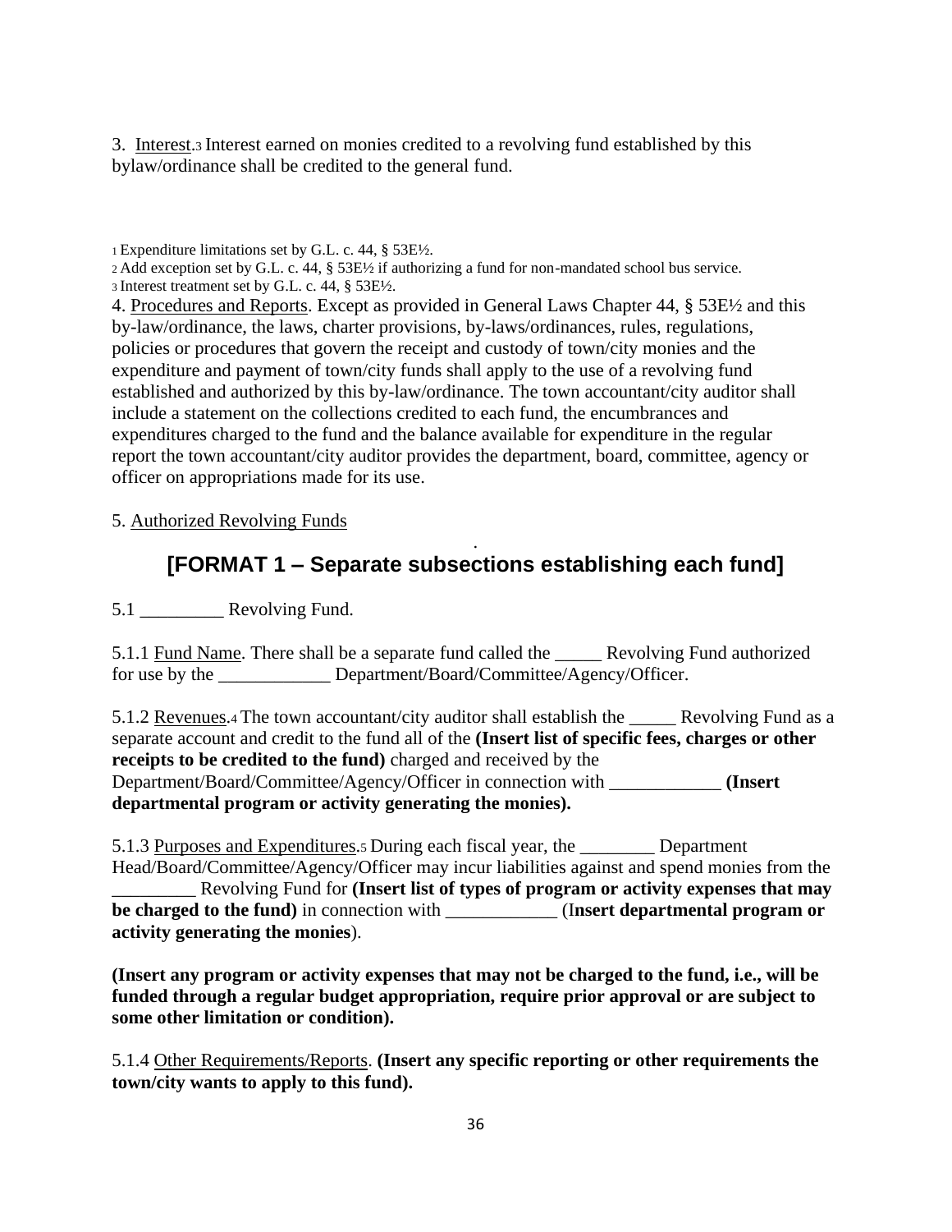3. Interest.[3] Interest earned on monies credited to a revolving fund established by this bylaw/ordinance shall be credited to the general fund.

[1] Expenditure limitations set by G.L. c. 44, § 53E½.
[2] Add exception set by G.L. c. 44, § 53E½ if authorizing a fund for non-mandated school bus service.
[3] Interest treatment set by G.L. c. 44, § 53E½.

4. Procedures and Reports. Except as provided in General Laws Chapter 44, § 53E½ and this by-law/ordinance, the laws, charter provisions, by-laws/ordinances, rules, regulations, policies or procedures that govern the receipt and custody of town/city monies and the expenditure and payment of town/city funds shall apply to the use of a revolving fund established and authorized by this by-law/ordinance. The town accountant/city auditor shall include a statement on the collections credited to each fund, the encumbrances and expenditures charged to the fund and the balance available for expenditure in the regular report the town accountant/city auditor provides the department, board, committee, agency or officer on appropriations made for its use.

5. Authorized Revolving Funds

## [FORMAT 1 – Separate subsections establishing each fund]

5.1 _________ Revolving Fund.

5.1.1 Fund Name. There shall be a separate fund called the _____ Revolving Fund authorized for use by the ____________ Department/Board/Committee/Agency/Officer.

5.1.2 Revenues.[4] The town accountant/city auditor shall establish the _____ Revolving Fund as a separate account and credit to the fund all of the **(Insert list of specific fees, charges or other receipts to be credited to the fund)** charged and received by the Department/Board/Committee/Agency/Officer in connection with ____________ **(Insert departmental program or activity generating the monies).**

5.1.3 Purposes and Expenditures.[5] During each fiscal year, the ________ Department Head/Board/Committee/Agency/Officer may incur liabilities against and spend monies from the _________ Revolving Fund for **(Insert list of types of program or activity expenses that may be charged to the fund)** in connection with ____________ (**Insert departmental program or activity generating the monies**).

**(Insert any program or activity expenses that may not be charged to the fund, i.e., will be funded through a regular budget appropriation, require prior approval or are subject to some other limitation or condition).**

5.1.4 Other Requirements/Reports. **(Insert any specific reporting or other requirements the town/city wants to apply to this fund).**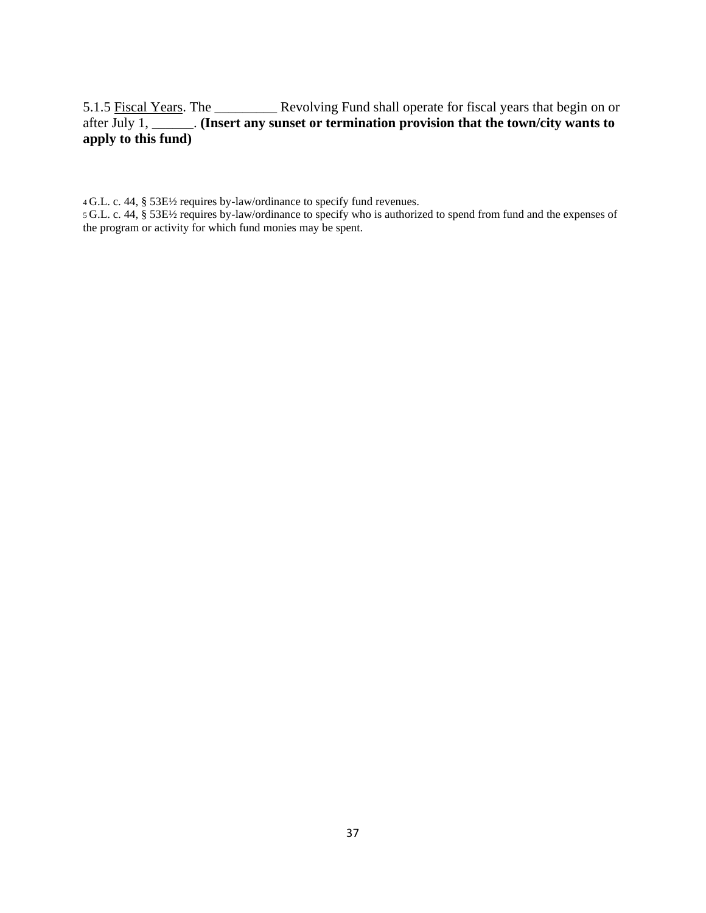5.1.5 <u>Fiscal Years</u>. The _________ Revolving Fund shall operate for fiscal years that begin on or after July 1, ______. **(Insert any sunset or termination provision that the town/city wants to apply to this fund)**

[4] G.L. c. 44, § 53E½ requires by-law/ordinance to specify fund revenues.

[5] G.L. c. 44, § 53E½ requires by-law/ordinance to specify who is authorized to spend from fund and the expenses of the program or activity for which fund monies may be spent.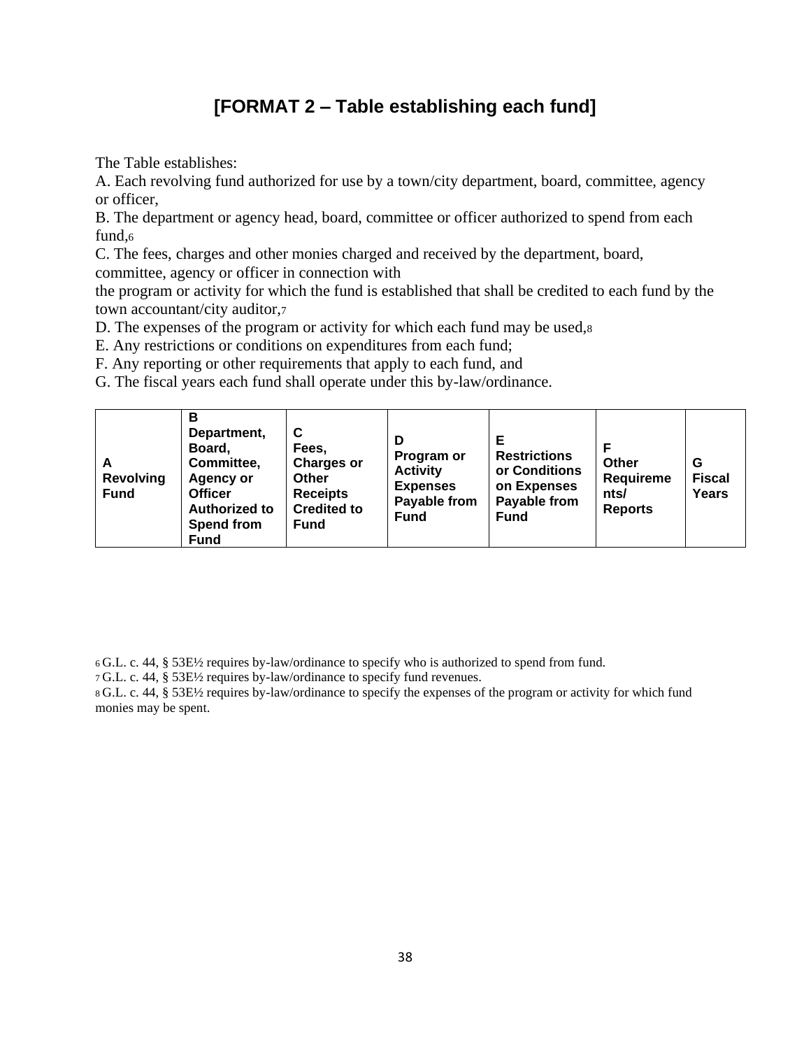## [FORMAT 2 – Table establishing each fund]

The Table establishes:

A. Each revolving fund authorized for use by a town/city department, board, committee, agency or officer,

B. The department or agency head, board, committee or officer authorized to spend from each fund,[6]

C. The fees, charges and other monies charged and received by the department, board, committee, agency or officer in connection with the program or activity for which the fund is established that shall be credited to each fund by the town accountant/city auditor,[7]

D. The expenses of the program or activity for which each fund may be used,[8]

E. Any restrictions or conditions on expenditures from each fund;

F. Any reporting or other requirements that apply to each fund, and

G. The fiscal years each fund shall operate under this by-law/ordinance.

| A Revolving Fund | B Department, Board, Committee, Agency or Officer Authorized to Spend from Fund | C Fees, Charges or Other Receipts Credited to Fund | D Program or Activity Expenses Payable from Fund | E Restrictions or Conditions on Expenses Payable from Fund | F Other Requirements/ Reports | G Fiscal Years |
|---|---|---|---|---|---|---|

[6] G.L. c. 44, § 53E½ requires by-law/ordinance to specify who is authorized to spend from fund.

[7] G.L. c. 44, § 53E½ requires by-law/ordinance to specify fund revenues.

[8] G.L. c. 44, § 53E½ requires by-law/ordinance to specify the expenses of the program or activity for which fund monies may be spent.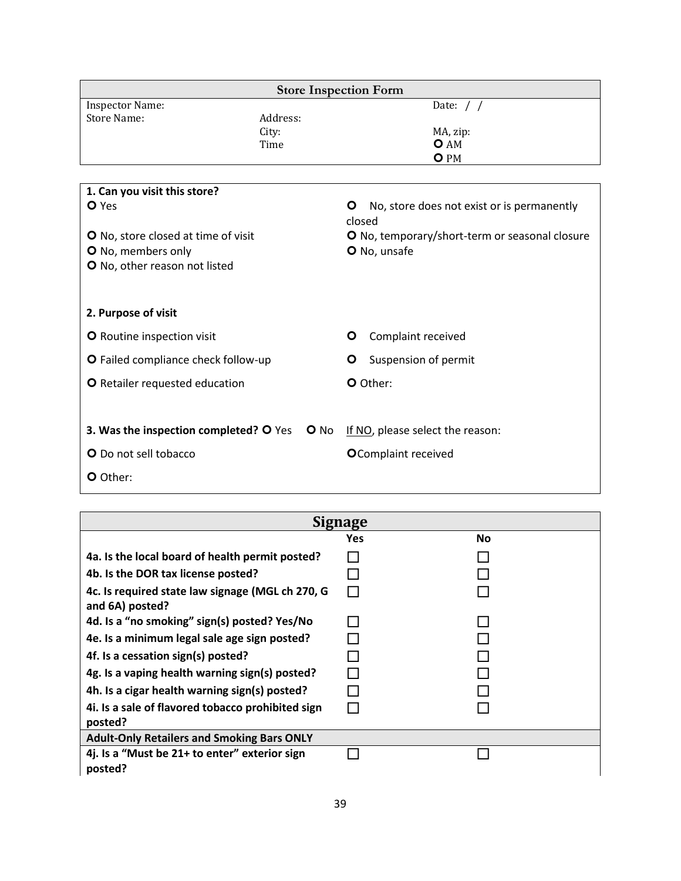## Store Inspection Form

| | | |
|---|---|---|
| Inspector Name: | | Date: / / |
| Store Name: | Address: | |
| | City: | MA, zip: |
| | Time | ○ AM |
| | | ○ PM |

**1. Can you visit this store?**

- ○ Yes
- ○ No, store does not exist or is permanently closed
- ○ No, store closed at time of visit
- ○ No, temporary/short-term or seasonal closure
- ○ No, members only
- ○ No, unsafe
- ○ No, other reason not listed

**2. Purpose of visit**

- ○ Routine inspection visit
- ○ Complaint received
- ○ Failed compliance check follow-up
- ○ Suspension of permit
- ○ Retailer requested education
- ○ Other:

**3. Was the inspection completed?** ○ Yes ○ No

If NO, please select the reason:

- ○ Do not sell tobacco
- ○ Complaint received
- ○ Other:

## Signage

| | Yes | No |
|---|---|---|
| **4a. Is the local board of health permit posted?** | ☐ | ☐ |
| **4b. Is the DOR tax license posted?** | ☐ | ☐ |
| **4c. Is required state law signage (MGL ch 270, G and 6A) posted?** | ☐ | ☐ |
| **4d. Is a "no smoking" sign(s) posted? Yes/No** | ☐ | ☐ |
| **4e. Is a minimum legal sale age sign posted?** | ☐ | ☐ |
| **4f. Is a cessation sign(s) posted?** | ☐ | ☐ |
| **4g. Is a vaping health warning sign(s) posted?** | ☐ | ☐ |
| **4h. Is a cigar health warning sign(s) posted?** | ☐ | ☐ |
| **4i. Is a sale of flavored tobacco prohibited sign posted?** | ☐ | ☐ |
| **Adult-Only Retailers and Smoking Bars ONLY** | | |
| **4j. Is a "Must be 21+ to enter" exterior sign posted?** | ☐ | ☐ |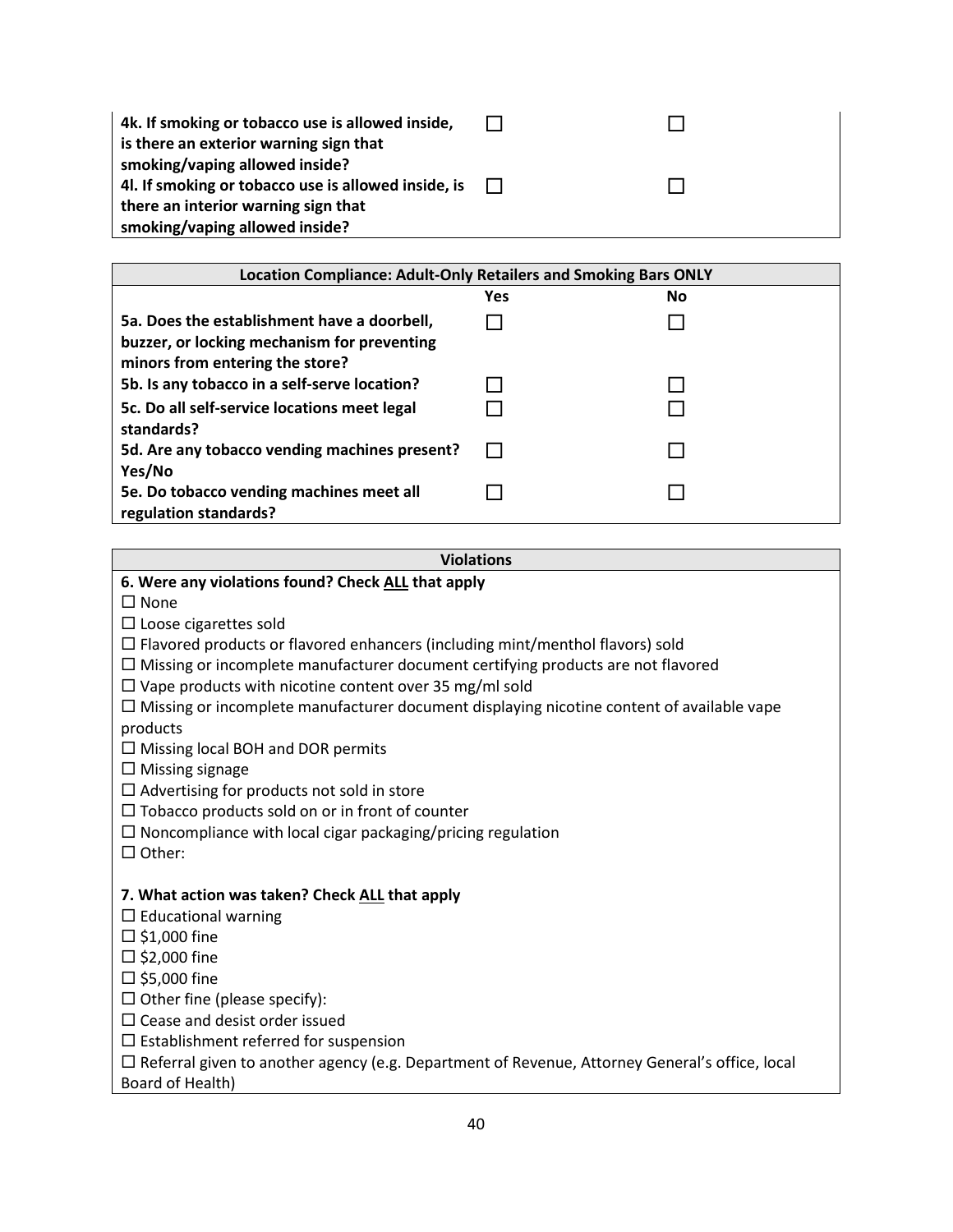| | | |
|---|---|---|
| **4k. If smoking or tobacco use is allowed inside, is there an exterior warning sign that smoking/vaping allowed inside?** | ☐ | ☐ |
| **4l. If smoking or tobacco use is allowed inside, is there an interior warning sign that smoking/vaping allowed inside?** | ☐ | ☐ |

| **Location Compliance: Adult-Only Retailers and Smoking Bars ONLY** | | |
|---|---|---|
| | **Yes** | **No** |
| **5a. Does the establishment have a doorbell, buzzer, or locking mechanism for preventing minors from entering the store?** | ☐ | ☐ |
| **5b. Is any tobacco in a self-serve location?** | ☐ | ☐ |
| **5c. Do all self-service locations meet legal standards?** | ☐ | ☐ |
| **5d. Are any tobacco vending machines present? Yes/No** | ☐ | ☐ |
| **5e. Do tobacco vending machines meet all regulation standards?** | ☐ | ☐ |

| **Violations** |
|---|
| **6. Were any violations found? Check ALL that apply**<br>☐ None<br>☐ Loose cigarettes sold<br>☐ Flavored products or flavored enhancers (including mint/menthol flavors) sold<br>☐ Missing or incomplete manufacturer document certifying products are not flavored<br>☐ Vape products with nicotine content over 35 mg/ml sold<br>☐ Missing or incomplete manufacturer document displaying nicotine content of available vape products<br>☐ Missing local BOH and DOR permits<br>☐ Missing signage<br>☐ Advertising for products not sold in store<br>☐ Tobacco products sold on or in front of counter<br>☐ Noncompliance with local cigar packaging/pricing regulation<br>☐ Other: |
| **7. What action was taken? Check ALL that apply**<br>☐ Educational warning<br>☐ $1,000 fine<br>☐ $2,000 fine<br>☐ $5,000 fine<br>☐ Other fine (please specify):<br>☐ Cease and desist order issued<br>☐ Establishment referred for suspension<br>☐ Referral given to another agency (e.g. Department of Revenue, Attorney General's office, local Board of Health) |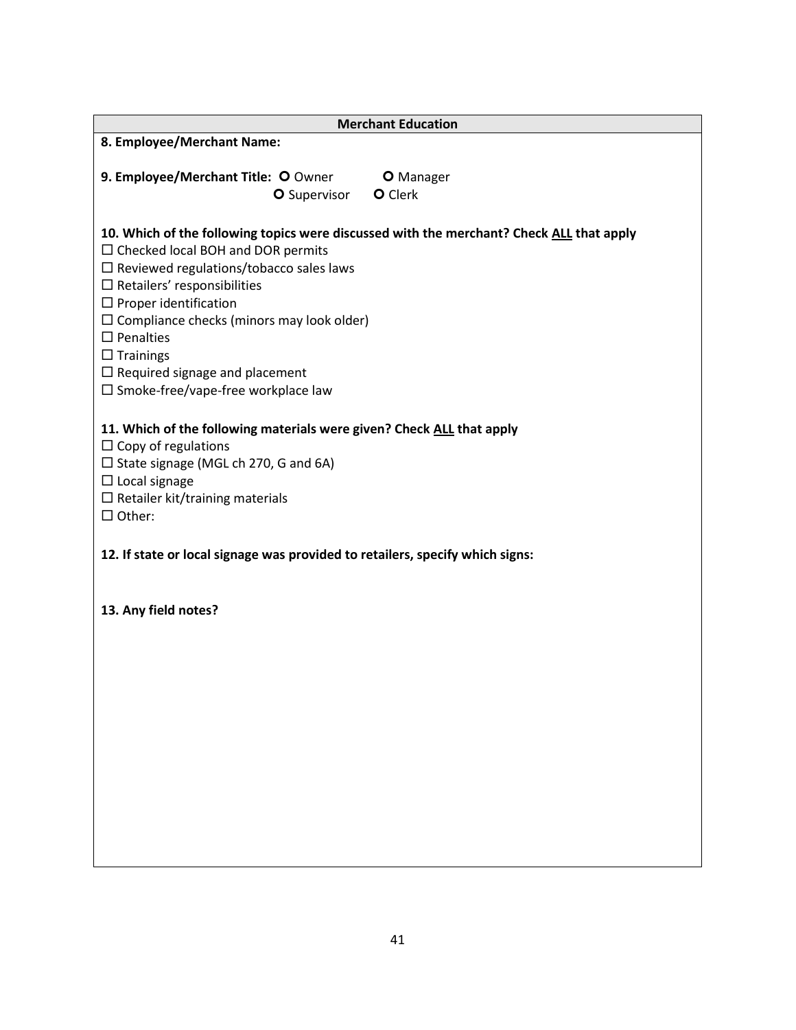## Merchant Education

**8. Employee/Merchant Name:**

**9. Employee/Merchant Title:** O Owner O Manager O Supervisor O Clerk

**10. Which of the following topics were discussed with the merchant? Check ALL that apply**

☐ Checked local BOH and DOR permits
☐ Reviewed regulations/tobacco sales laws
☐ Retailers' responsibilities
☐ Proper identification
☐ Compliance checks (minors may look older)
☐ Penalties
☐ Trainings
☐ Required signage and placement
☐ Smoke-free/vape-free workplace law

**11. Which of the following materials were given? Check ALL that apply**

☐ Copy of regulations
☐ State signage (MGL ch 270, G and 6A)
☐ Local signage
☐ Retailer kit/training materials
☐ Other:

**12. If state or local signage was provided to retailers, specify which signs:**

**13. Any field notes?**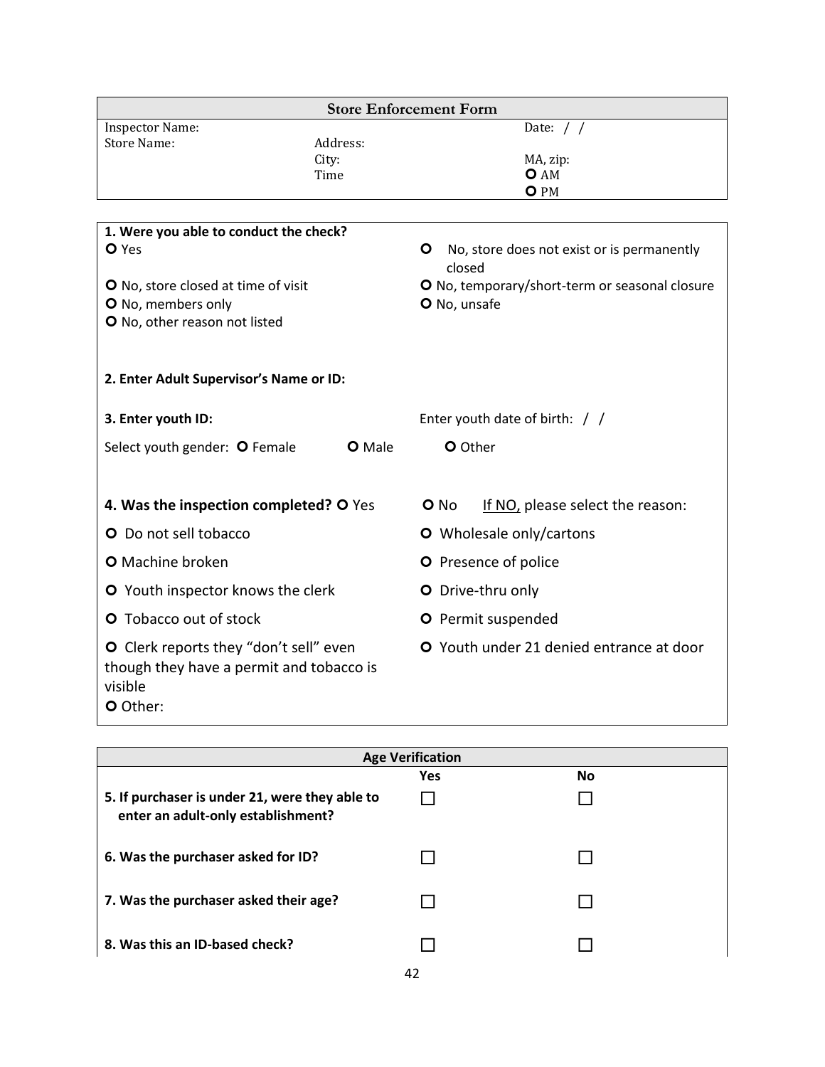| Store Enforcement Form | | |
|---|---|---|
| Inspector Name: | | Date: / / |
| Store Name: | Address: | |
| | City: | MA, zip: |
| | Time | O AM |
| | | O PM |

**1. Were you able to conduct the check?**

- O Yes
- O No, store does not exist or is permanently closed
- O No, store closed at time of visit
- O No, temporary/short-term or seasonal closure
- O No, members only
- O No, unsafe
- O No, other reason not listed

**2. Enter Adult Supervisor's Name or ID:**

**3. Enter youth ID:** Enter youth date of birth: / /

Select youth gender: O Female O Male O Other

**4. Was the inspection completed?** O Yes O No If NO, please select the reason:

- O Do not sell tobacco
- O Wholesale only/cartons
- O Machine broken
- O Presence of police
- O Youth inspector knows the clerk
- O Drive-thru only
- O Tobacco out of stock
- O Permit suspended
- O Clerk reports they "don't sell" even though they have a permit and tobacco is visible
- O Youth under 21 denied entrance at door
- O Other:

| Age Verification | | |
|---|---|---|
| | **Yes** | **No** |
| **5. If purchaser is under 21, were they able to enter an adult-only establishment?** | ☐ | ☐ |
| **6. Was the purchaser asked for ID?** | ☐ | ☐ |
| **7. Was the purchaser asked their age?** | ☐ | ☐ |
| **8. Was this an ID-based check?** | ☐ | ☐ |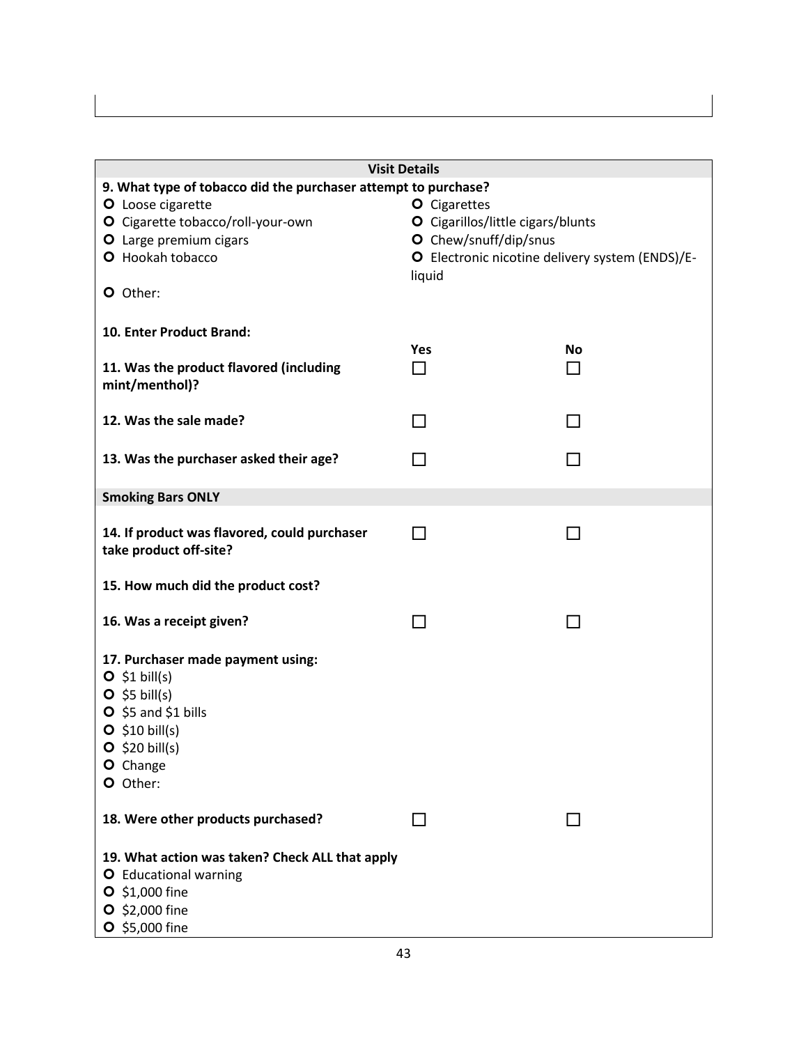## Visit Details

**9. What type of tobacco did the purchaser attempt to purchase?**

- ○ Loose cigarette
- ○ Cigarette tobacco/roll-your-own
- ○ Large premium cigars
- ○ Hookah tobacco
- ○ Cigarettes
- ○ Cigarillos/little cigars/blunts
- ○ Chew/snuff/dip/snus
- ○ Electronic nicotine delivery system (ENDS)/E-liquid
- ○ Other:

**10. Enter Product Brand:**

| | Yes | No |
|---|---|---|
| **11. Was the product flavored (including mint/menthol)?** | ☐ | ☐ |
| **12. Was the sale made?** | ☐ | ☐ |
| **13. Was the purchaser asked their age?** | ☐ | ☐ |

### Smoking Bars ONLY

| | Yes | No |
|---|---|---|
| **14. If product was flavored, could purchaser take product off-site?** | ☐ | ☐ |

**15. How much did the product cost?**

| | Yes | No |
|---|---|---|
| **16. Was a receipt given?** | ☐ | ☐ |

**17. Purchaser made payment using:**

- ○ $1 bill(s)
- ○ $5 bill(s)
- ○ $5 and $1 bills
- ○ $10 bill(s)
- ○ $20 bill(s)
- ○ Change
- ○ Other:

| | Yes | No |
|---|---|---|
| **18. Were other products purchased?** | ☐ | ☐ |

**19. What action was taken? Check ALL that apply**

- ○ Educational warning
- ○ $1,000 fine
- ○ $2,000 fine
- ○ $5,000 fine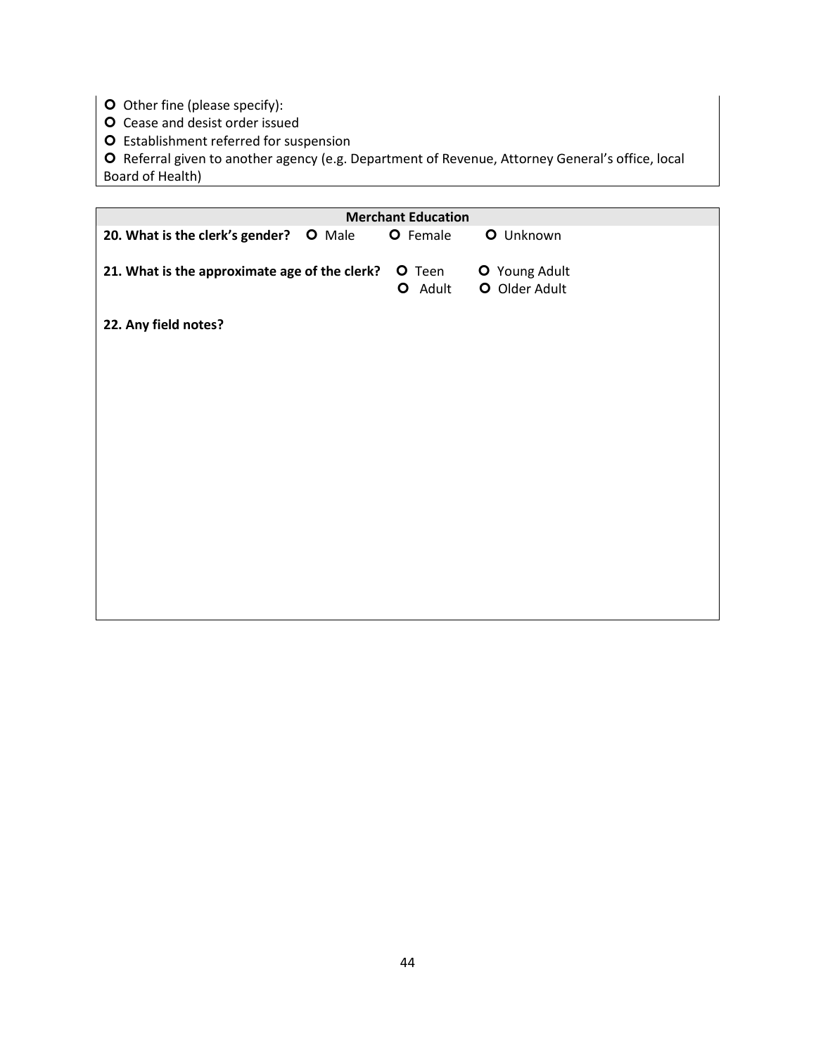- ○ Other fine (please specify):
- ○ Cease and desist order issued
- ○ Establishment referred for suspension
- ○ Referral given to another agency (e.g. Department of Revenue, Attorney General's office, local Board of Health)

### Merchant Education

**20. What is the clerk's gender?** ○ Male ○ Female ○ Unknown

**21. What is the approximate age of the clerk?** ○ Teen ○ Young Adult ○ Adult ○ Older Adult

**22. Any field notes?**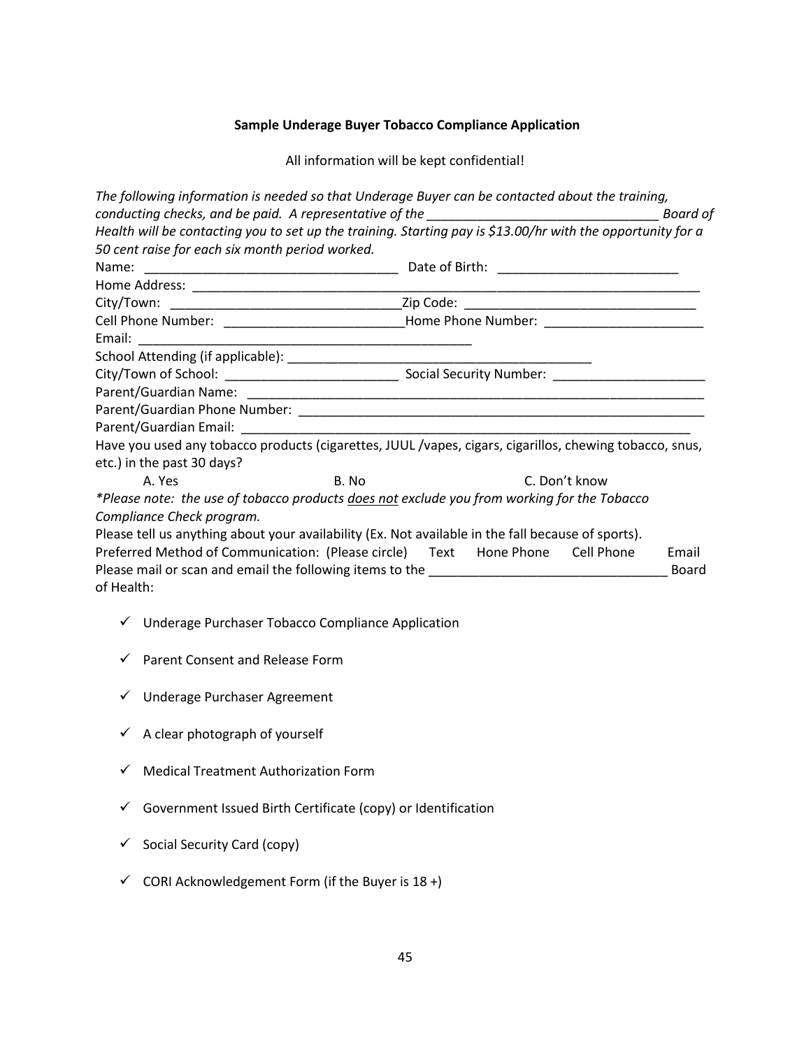**Sample Underage Buyer Tobacco Compliance Application**

All information will be kept confidential!

*The following information is needed so that Underage Buyer can be contacted about the training, conducting checks, and be paid. A representative of the _______________________________ Board of Health will be contacting you to set up the training. Starting pay is $13.00/hr with the opportunity for a 50 cent raise for each six month period worked.*

Name: ___________________________________ Date of Birth: _________________________

Home Address: ___________________________________________________________________________

City/Town: _______________________________Zip Code: ________________________________

Cell Phone Number: ________________________Home Phone Number: _____________________

Email: ______________________________________________

School Attending (if applicable): __________________________________________

City/Town of School: _______________________ Social Security Number: ____________________

Parent/Guardian Name: ______________________________________________________________

Parent/Guardian Phone Number: _______________________________________________________

Parent/Guardian Email: ______________________________________________________________

Have you used any tobacco products (cigarettes, JUUL /vapes, cigars, cigarillos, chewing tobacco, snus, etc.) in the past 30 days?

A. Yes B. No C. Don't know

*\*Please note: the use of tobacco products <u>does not</u> exclude you from working for the Tobacco Compliance Check program.*

Please tell us anything about your availability (Ex. Not available in the fall because of sports).

Preferred Method of Communication: (Please circle) Text Hone Phone Cell Phone Email

Please mail or scan and email the following items to the _______________________________ Board of Health:

- ✓ Underage Purchaser Tobacco Compliance Application
- ✓ Parent Consent and Release Form
- ✓ Underage Purchaser Agreement
- ✓ A clear photograph of yourself
- ✓ Medical Treatment Authorization Form
- ✓ Government Issued Birth Certificate (copy) or Identification
- ✓ Social Security Card (copy)
- ✓ CORI Acknowledgement Form (if the Buyer is 18 +)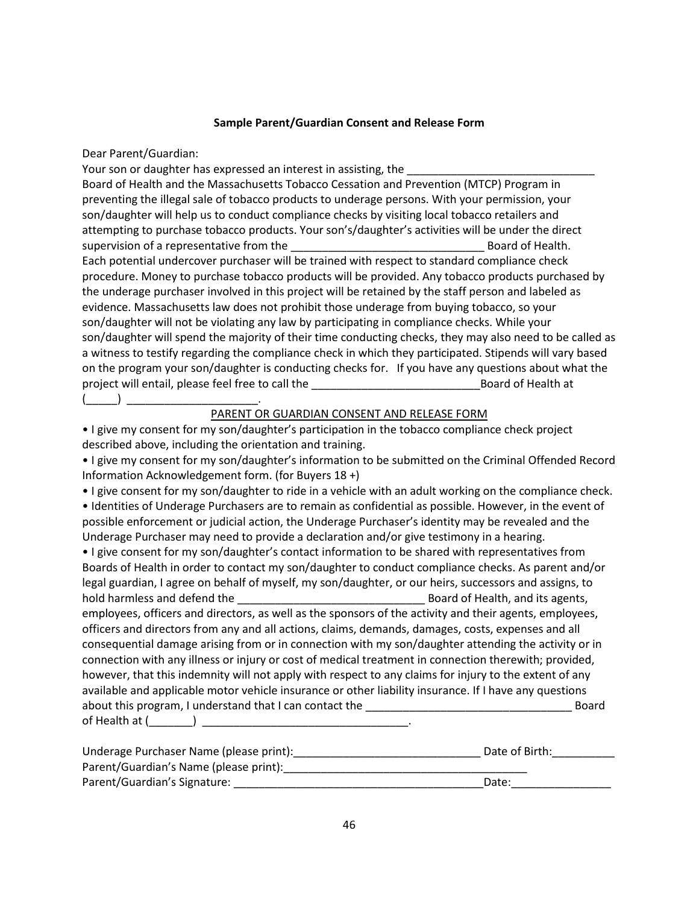**Sample Parent/Guardian Consent and Release Form**

Dear Parent/Guardian:

Your son or daughter has expressed an interest in assisting, the ______________________________ Board of Health and the Massachusetts Tobacco Cessation and Prevention (MTCP) Program in preventing the illegal sale of tobacco products to underage persons. With your permission, your son/daughter will help us to conduct compliance checks by visiting local tobacco retailers and attempting to purchase tobacco products. Your son's/daughter's activities will be under the direct supervision of a representative from the _______________________________ Board of Health. Each potential undercover purchaser will be trained with respect to standard compliance check procedure. Money to purchase tobacco products will be provided. Any tobacco products purchased by the underage purchaser involved in this project will be retained by the staff person and labeled as evidence. Massachusetts law does not prohibit those underage from buying tobacco, so your son/daughter will not be violating any law by participating in compliance checks. While your son/daughter will spend the majority of their time conducting checks, they may also need to be called as a witness to testify regarding the compliance check in which they participated. Stipends will vary based on the program your son/daughter is conducting checks for. If you have any questions about what the project will entail, please feel free to call the ___________________________Board of Health at (_____) _____________________.

PARENT OR GUARDIAN CONSENT AND RELEASE FORM

- I give my consent for my son/daughter's participation in the tobacco compliance check project described above, including the orientation and training.
- I give my consent for my son/daughter's information to be submitted on the Criminal Offended Record Information Acknowledgement form. (for Buyers 18 +)
- I give consent for my son/daughter to ride in a vehicle with an adult working on the compliance check.
- Identities of Underage Purchasers are to remain as confidential as possible. However, in the event of possible enforcement or judicial action, the Underage Purchaser's identity may be revealed and the Underage Purchaser may need to provide a declaration and/or give testimony in a hearing.
- I give consent for my son/daughter's contact information to be shared with representatives from Boards of Health in order to contact my son/daughter to conduct compliance checks. As parent and/or legal guardian, I agree on behalf of myself, my son/daughter, or our heirs, successors and assigns, to hold harmless and defend the ______________________________ Board of Health, and its agents, employees, officers and directors, as well as the sponsors of the activity and their agents, employees, officers and directors from any and all actions, claims, demands, damages, costs, expenses and all consequential damage arising from or in connection with my son/daughter attending the activity or in connection with any illness or injury or cost of medical treatment in connection therewith; provided, however, that this indemnity will not apply with respect to any claims for injury to the extent of any available and applicable motor vehicle insurance or other liability insurance. If I have any questions about this program, I understand that I can contact the _________________________________ Board of Health at (_______) _________________________________.

Underage Purchaser Name (please print):______________________________ Date of Birth:__________

Parent/Guardian's Name (please print):_______________________________________

Parent/Guardian's Signature: ________________________________________Date:________________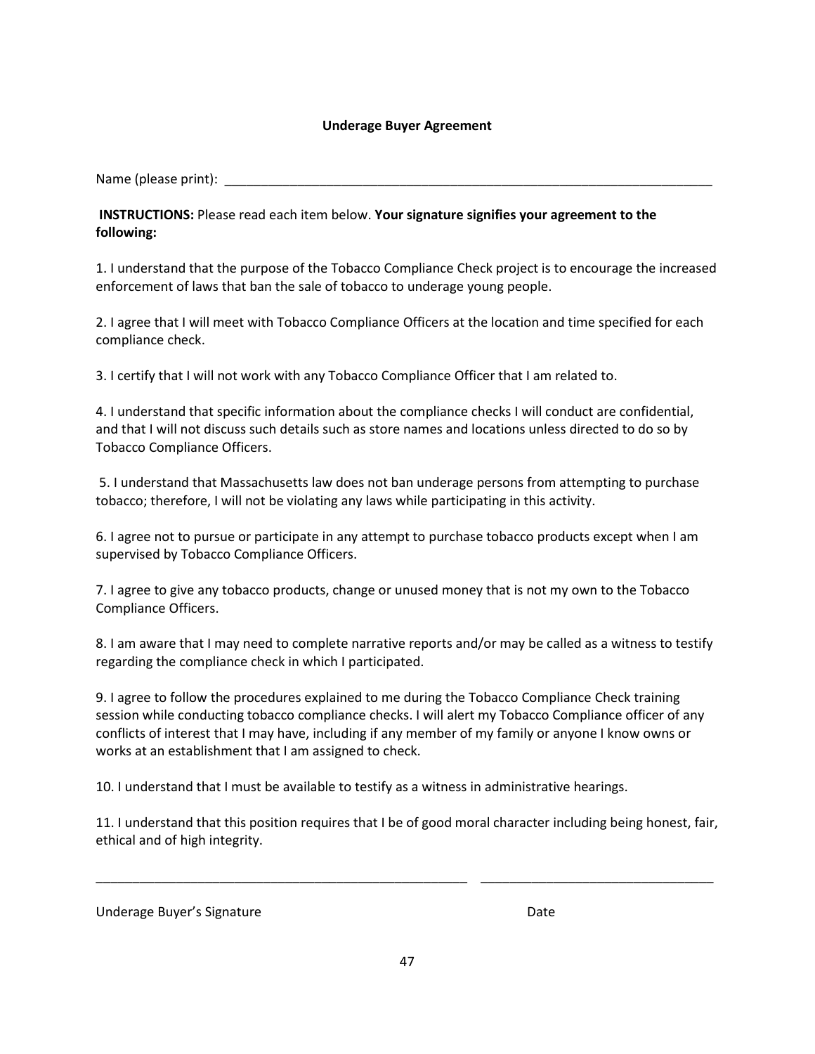**Underage Buyer Agreement**

Name (please print): ______________________________________________________________________

**INSTRUCTIONS:** Please read each item below. **Your signature signifies your agreement to the following:**

1. I understand that the purpose of the Tobacco Compliance Check project is to encourage the increased enforcement of laws that ban the sale of tobacco to underage young people.

2. I agree that I will meet with Tobacco Compliance Officers at the location and time specified for each compliance check.

3. I certify that I will not work with any Tobacco Compliance Officer that I am related to.

4. I understand that specific information about the compliance checks I will conduct are confidential, and that I will not discuss such details such as store names and locations unless directed to do so by Tobacco Compliance Officers.

5. I understand that Massachusetts law does not ban underage persons from attempting to purchase tobacco; therefore, I will not be violating any laws while participating in this activity.

6. I agree not to pursue or participate in any attempt to purchase tobacco products except when I am supervised by Tobacco Compliance Officers.

7. I agree to give any tobacco products, change or unused money that is not my own to the Tobacco Compliance Officers.

8. I am aware that I may need to complete narrative reports and/or may be called as a witness to testify regarding the compliance check in which I participated.

9. I agree to follow the procedures explained to me during the Tobacco Compliance Check training session while conducting tobacco compliance checks. I will alert my Tobacco Compliance officer of any conflicts of interest that I may have, including if any member of my family or anyone I know owns or works at an establishment that I am assigned to check.

10. I understand that I must be available to testify as a witness in administrative hearings.

11. I understand that this position requires that I be of good moral character including being honest, fair, ethical and of high integrity.

_____________________________________________________ ________________________________

Underage Buyer's Signature Date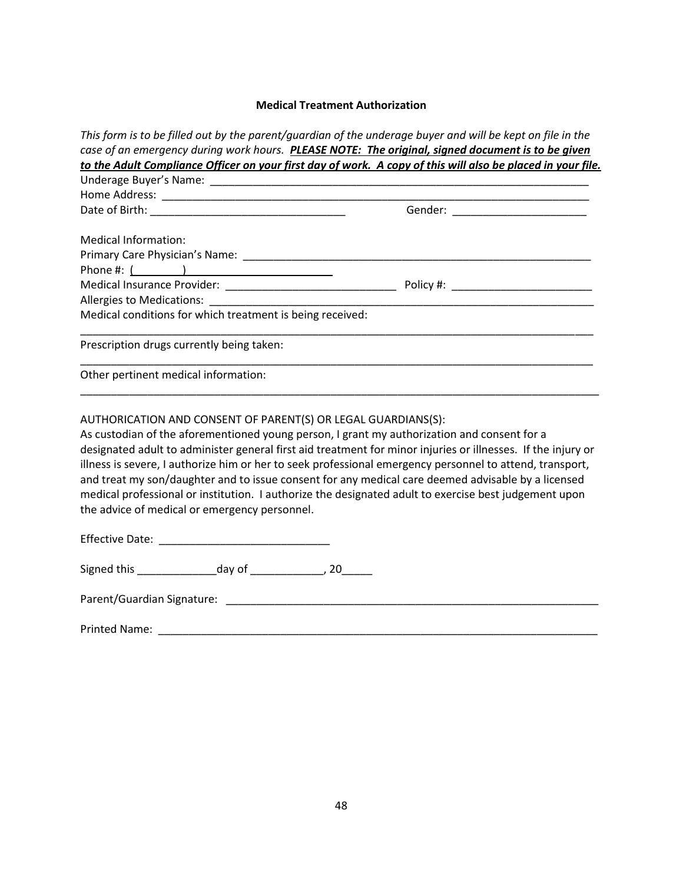**Medical Treatment Authorization**

*This form is to be filled out by the parent/guardian of the underage buyer and will be kept on file in the case of an emergency during work hours.* ***PLEASE NOTE: The original, signed document is to be given to the Adult Compliance Officer on your first day of work. A copy of this will also be placed in your file.***

Underage Buyer's Name: ___________________________________________________________________

Home Address: _________________________________________________________________________

Date of Birth: _______________________________ Gender: ______________________

Medical Information:

Primary Care Physician's Name: _________________________________________________________

Phone #: (________) ______________________

Medical Insurance Provider: ___________________________ Policy #: ______________________

Allergies to Medications: ______________________________________________________________

Medical conditions for which treatment is being received:

_______________________________________________________________________________________

Prescription drugs currently being taken:

_______________________________________________________________________________________

Other pertinent medical information:

_______________________________________________________________________________________

AUTHORICATION AND CONSENT OF PARENT(S) OR LEGAL GUARDIANS(S):

As custodian of the aforementioned young person, I grant my authorization and consent for a designated adult to administer general first aid treatment for minor injuries or illnesses. If the injury or illness is severe, I authorize him or her to seek professional emergency personnel to attend, transport, and treat my son/daughter and to issue consent for any medical care deemed advisable by a licensed medical professional or institution. I authorize the designated adult to exercise best judgement upon the advice of medical or emergency personnel.

Effective Date: ___________________________

Signed this _____________day of ____________, 20_____

Parent/Guardian Signature: _______________________________________________________________

Printed Name: _________________________________________________________________________